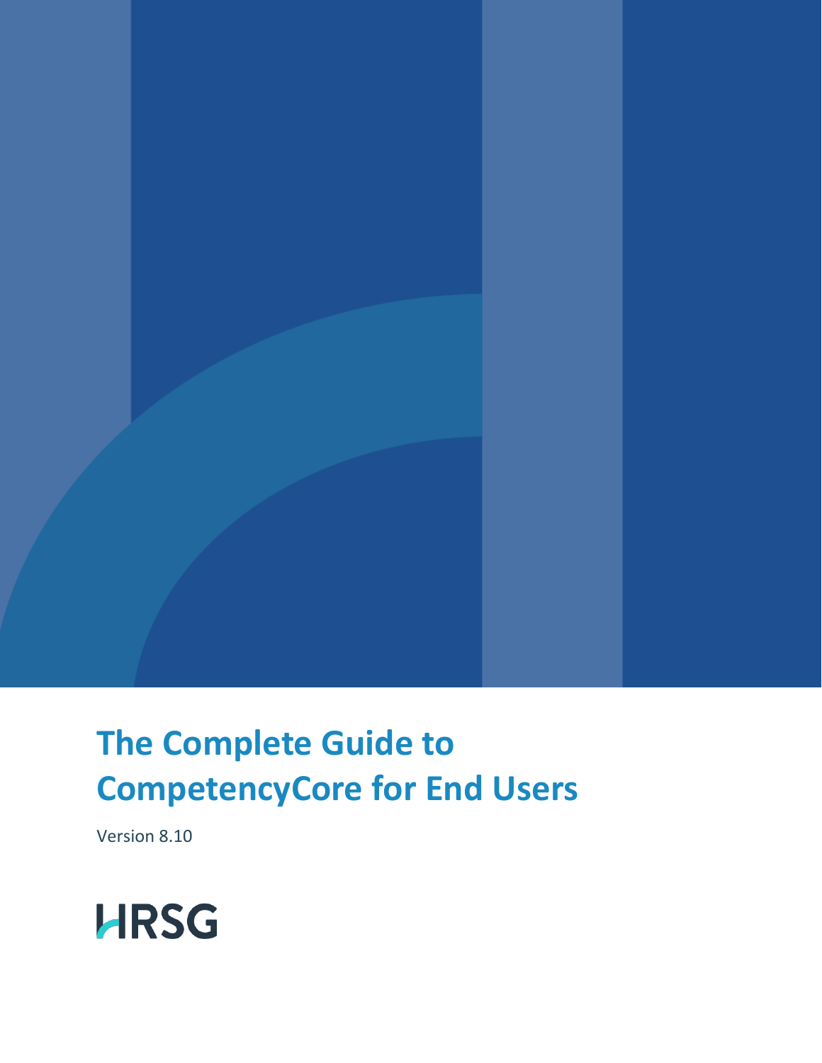# The Complete Guide to CompetencyCore for End Users

Version 8.10

HRSG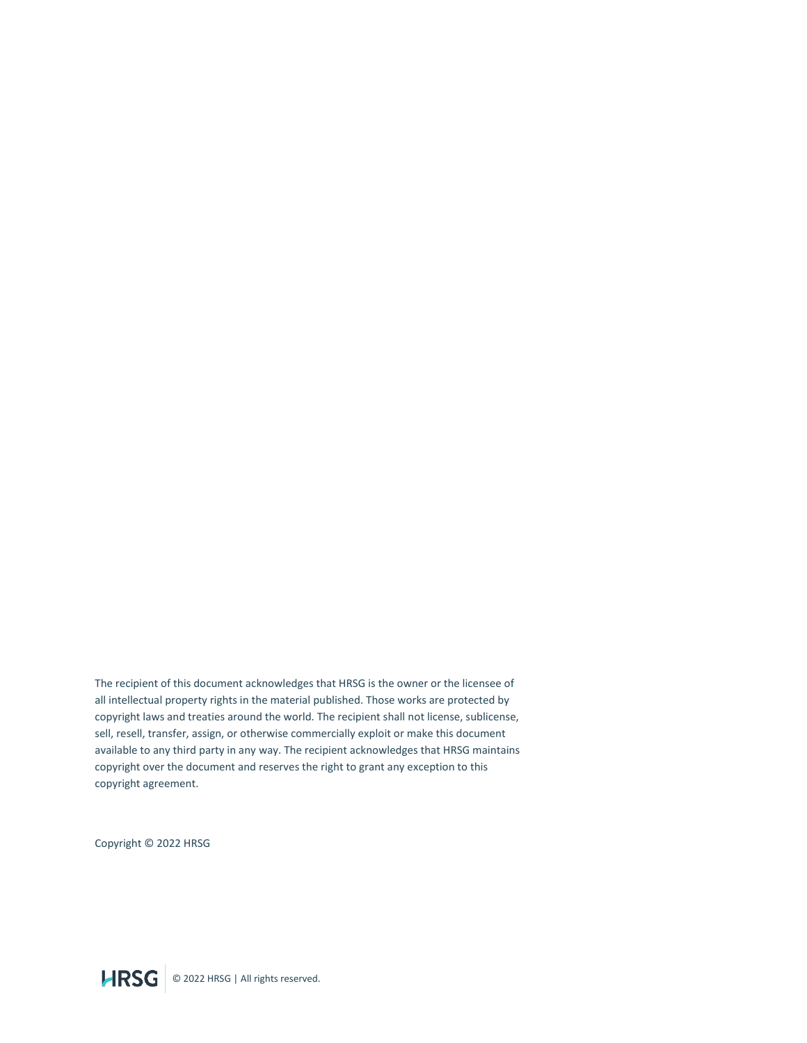The recipient of this document acknowledges that HRSG is the owner or the licensee of all intellectual property rights in the material published. Those works are protected by copyright laws and treaties around the world. The recipient shall not license, sublicense, sell, resell, transfer, assign, or otherwise commercially exploit or make this document available to any third party in any way. The recipient acknowledges that HRSG maintains copyright over the document and reserves the right to grant any exception to this copyright agreement.

Copyright © 2022 HRSG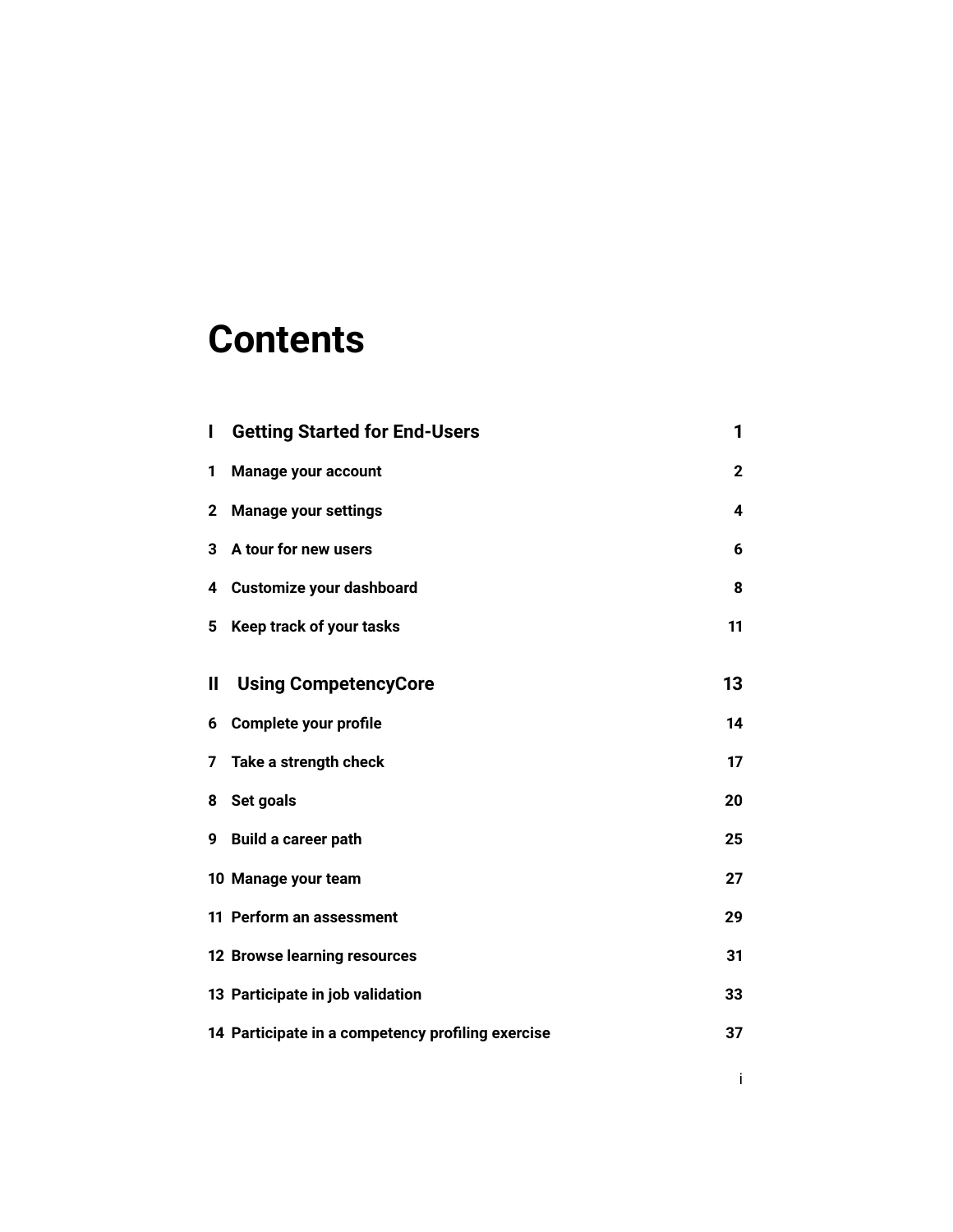# Contents

**I Getting Started for End-Users** **1**

**1 Manage your account** **2**

**2 Manage your settings** **4**

**3 A tour for new users** **6**

**4 Customize your dashboard** **8**

**5 Keep track of your tasks** **11**

**II Using CompetencyCore** **13**

**6 Complete your profile** **14**

**7 Take a strength check** **17**

**8 Set goals** **20**

**9 Build a career path** **25**

**10 Manage your team** **27**

**11 Perform an assessment** **29**

**12 Browse learning resources** **31**

**13 Participate in job validation** **33**

**14 Participate in a competency profiling exercise** **37**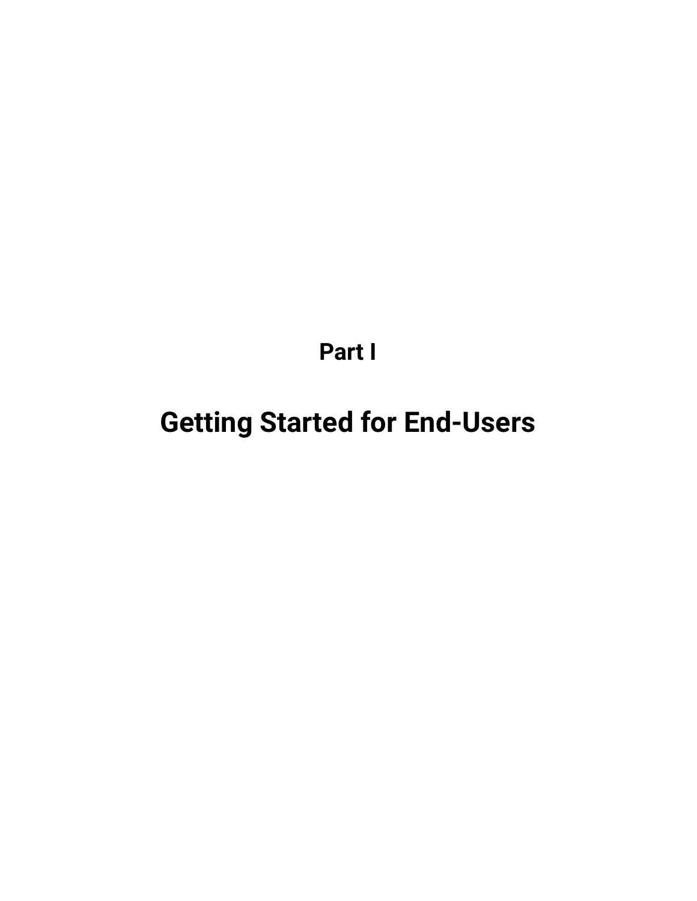# Part I

# Getting Started for End-Users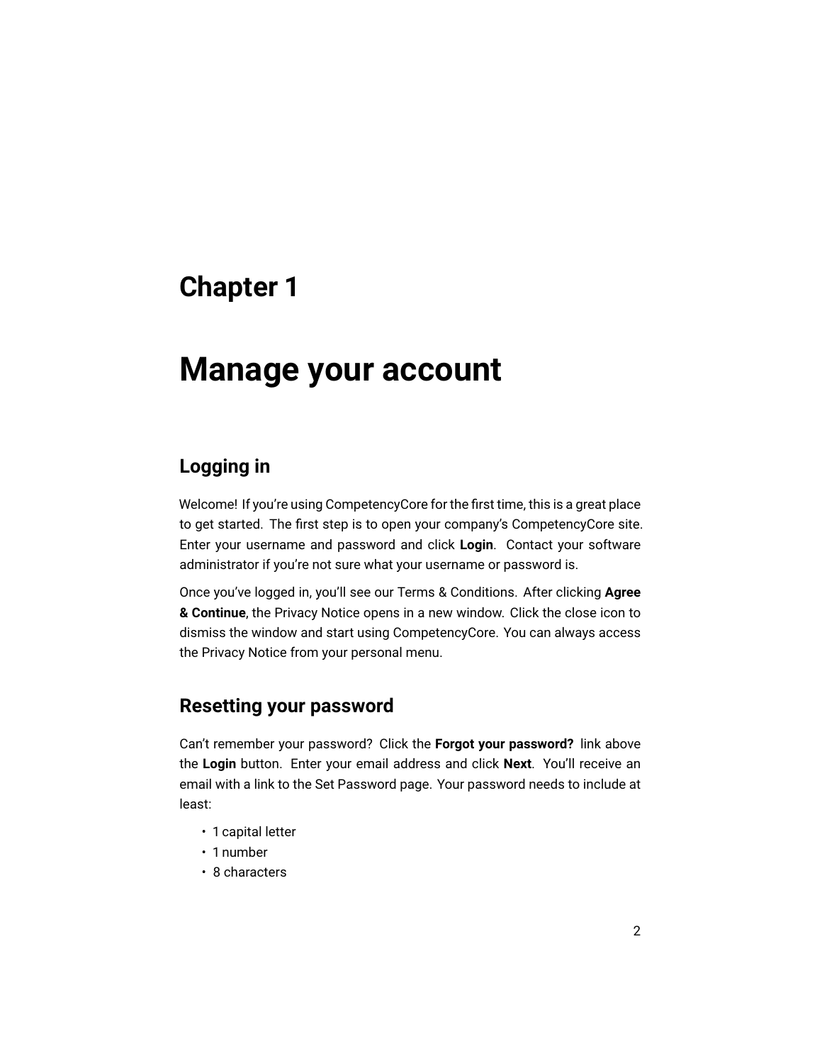# Chapter 1

# Manage your account

## Logging in

Welcome! If you're using CompetencyCore for the first time, this is a great place to get started. The first step is to open your company's CompetencyCore site. Enter your username and password and click **Login**. Contact your software administrator if you're not sure what your username or password is.

Once you've logged in, you'll see our Terms & Conditions. After clicking **Agree & Continue**, the Privacy Notice opens in a new window. Click the close icon to dismiss the window and start using CompetencyCore. You can always access the Privacy Notice from your personal menu.

## Resetting your password

Can't remember your password? Click the **Forgot your password?** link above the **Login** button. Enter your email address and click **Next**. You'll receive an email with a link to the Set Password page. Your password needs to include at least:

- 1 capital letter
- 1 number
- 8 characters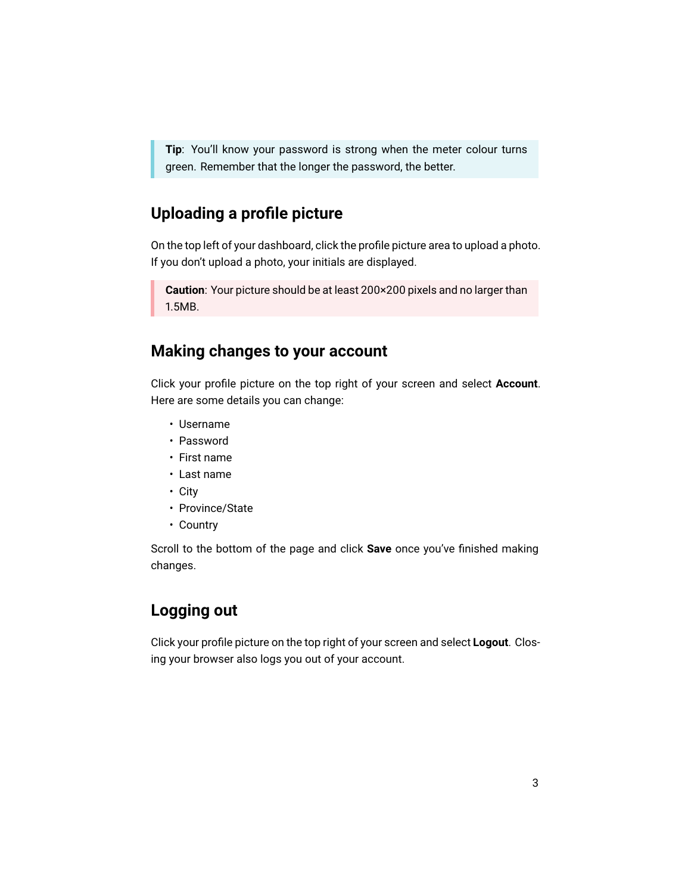> **Tip**: You'll know your password is strong when the meter colour turns green. Remember that the longer the password, the better.

## Uploading a profile picture

On the top left of your dashboard, click the profile picture area to upload a photo. If you don't upload a photo, your initials are displayed.

> **Caution**: Your picture should be at least 200×200 pixels and no larger than 1.5MB.

## Making changes to your account

Click your profile picture on the top right of your screen and select **Account**. Here are some details you can change:

- Username
- Password
- First name
- Last name
- City
- Province/State
- Country

Scroll to the bottom of the page and click **Save** once you've finished making changes.

## Logging out

Click your profile picture on the top right of your screen and select **Logout**. Closing your browser also logs you out of your account.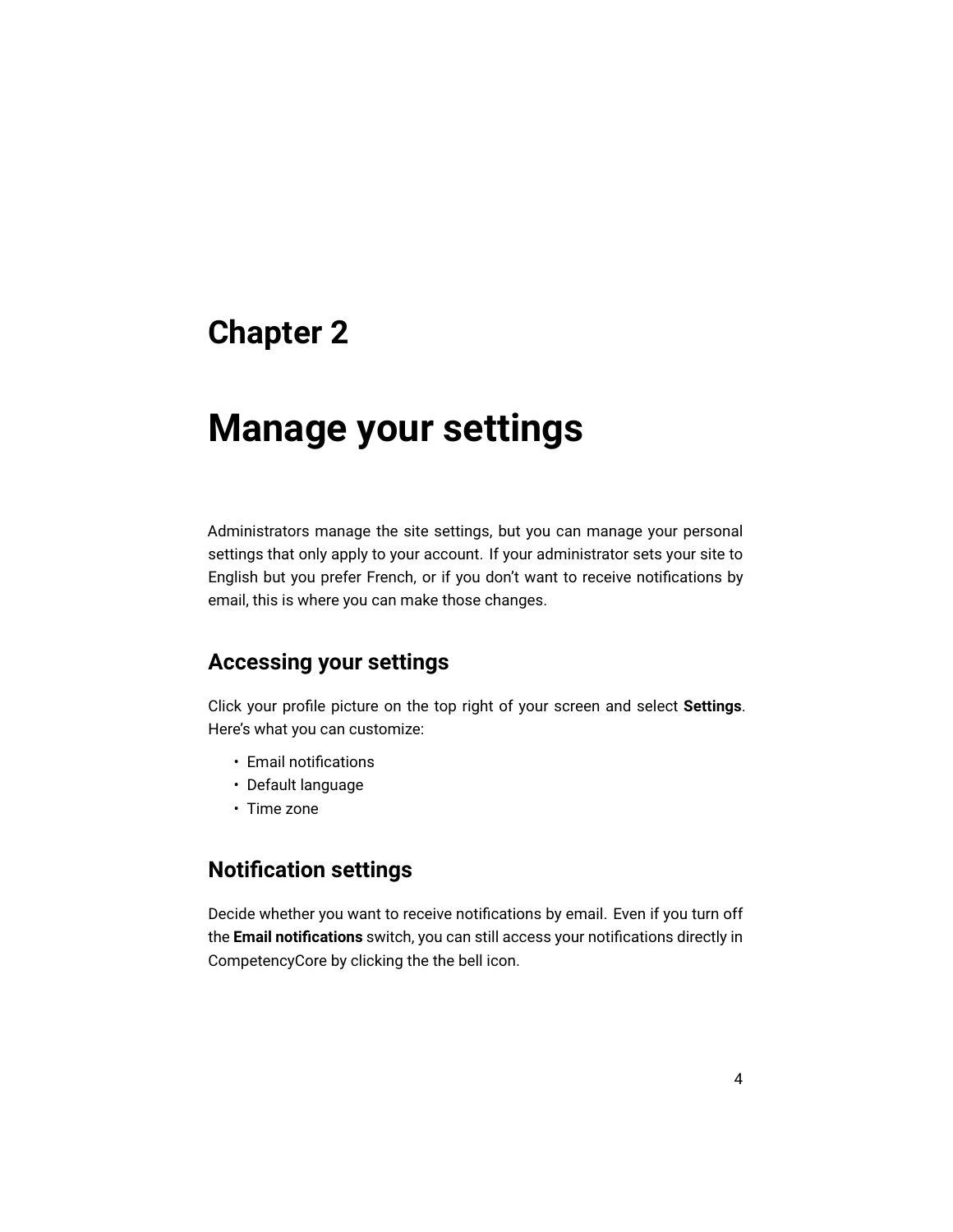# Chapter 2

# Manage your settings

Administrators manage the site settings, but you can manage your personal settings that only apply to your account. If your administrator sets your site to English but you prefer French, or if you don't want to receive notifications by email, this is where you can make those changes.

## Accessing your settings

Click your profile picture on the top right of your screen and select **Settings**. Here's what you can customize:

- Email notifications
- Default language
- Time zone

## Notification settings

Decide whether you want to receive notifications by email. Even if you turn off the **Email notifications** switch, you can still access your notifications directly in CompetencyCore by clicking the the bell icon.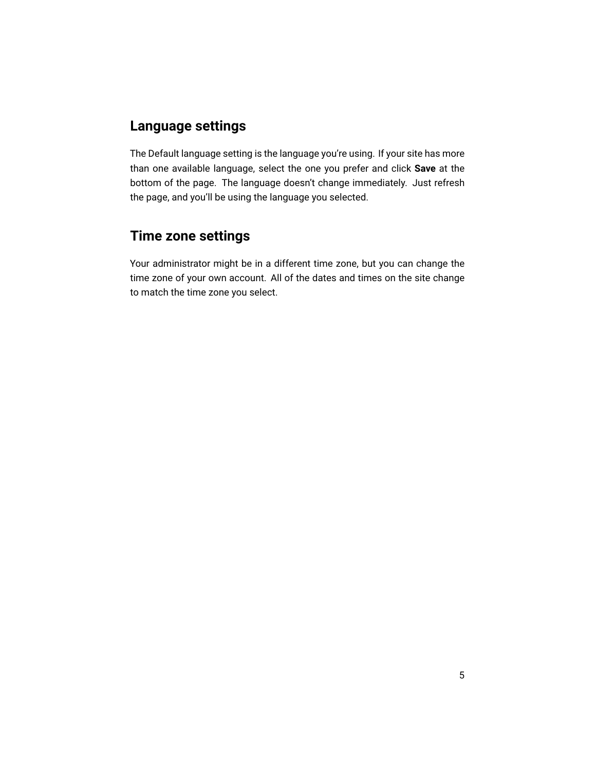## Language settings

The Default language setting is the language you're using. If your site has more than one available language, select the one you prefer and click **Save** at the bottom of the page. The language doesn't change immediately. Just refresh the page, and you'll be using the language you selected.

## Time zone settings

Your administrator might be in a different time zone, but you can change the time zone of your own account. All of the dates and times on the site change to match the time zone you select.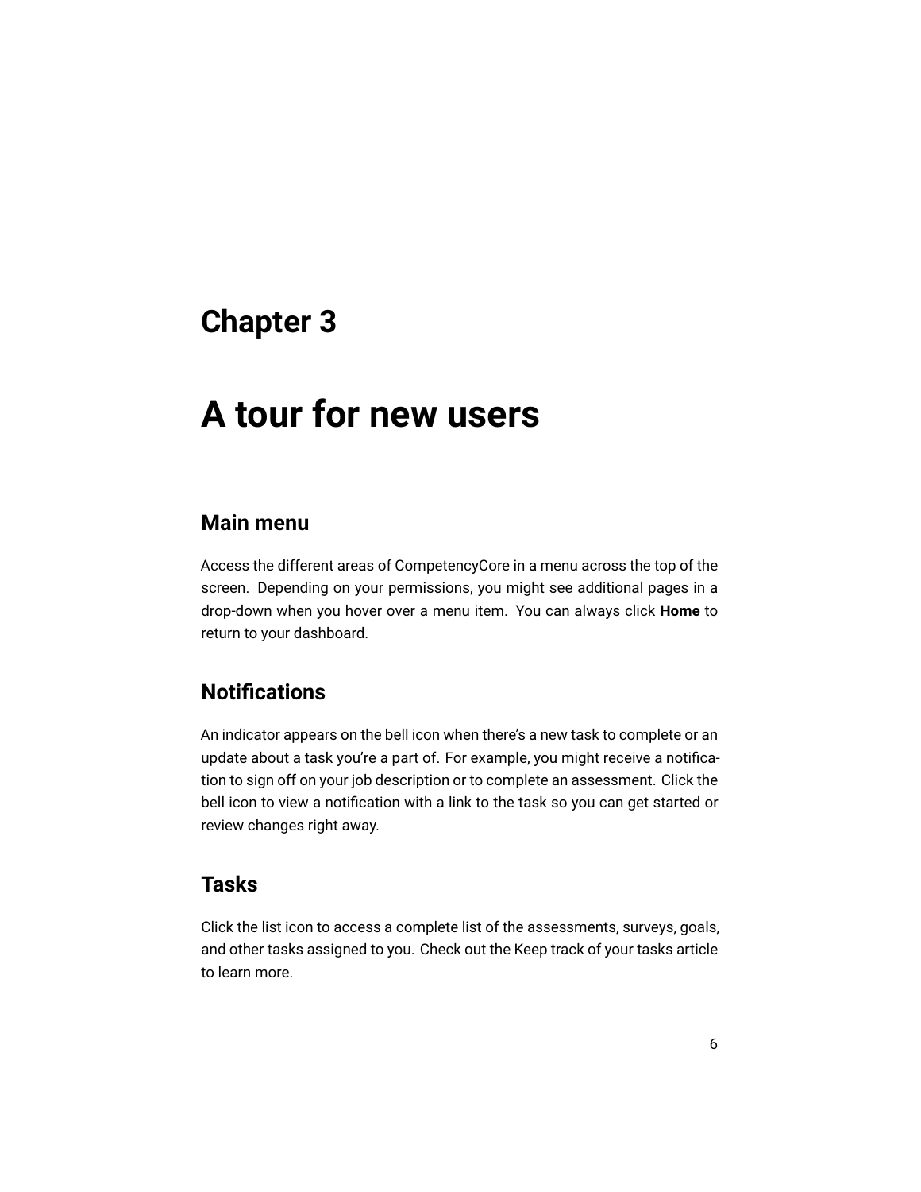# Chapter 3

# A tour for new users

## Main menu

Access the different areas of CompetencyCore in a menu across the top of the screen. Depending on your permissions, you might see additional pages in a drop-down when you hover over a menu item. You can always click **Home** to return to your dashboard.

## Notifications

An indicator appears on the bell icon when there's a new task to complete or an update about a task you're a part of. For example, you might receive a notification to sign off on your job description or to complete an assessment. Click the bell icon to view a notification with a link to the task so you can get started or review changes right away.

## Tasks

Click the list icon to access a complete list of the assessments, surveys, goals, and other tasks assigned to you. Check out the Keep track of your tasks article to learn more.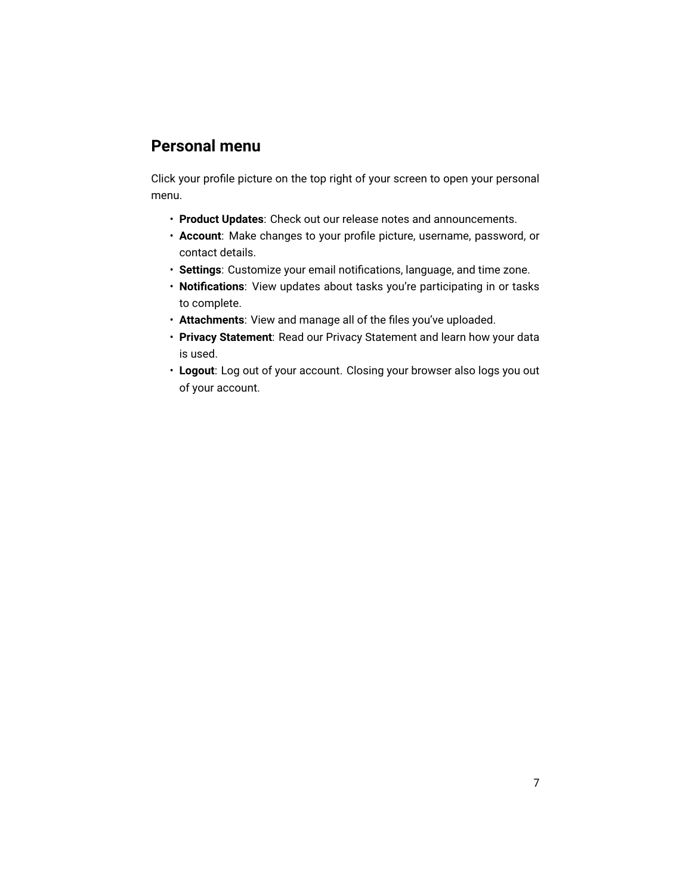## Personal menu

Click your profile picture on the top right of your screen to open your personal menu.

- **Product Updates**: Check out our release notes and announcements.
- **Account**: Make changes to your profile picture, username, password, or contact details.
- **Settings**: Customize your email notifications, language, and time zone.
- **Notifications**: View updates about tasks you're participating in or tasks to complete.
- **Attachments**: View and manage all of the files you've uploaded.
- **Privacy Statement**: Read our Privacy Statement and learn how your data is used.
- **Logout**: Log out of your account. Closing your browser also logs you out of your account.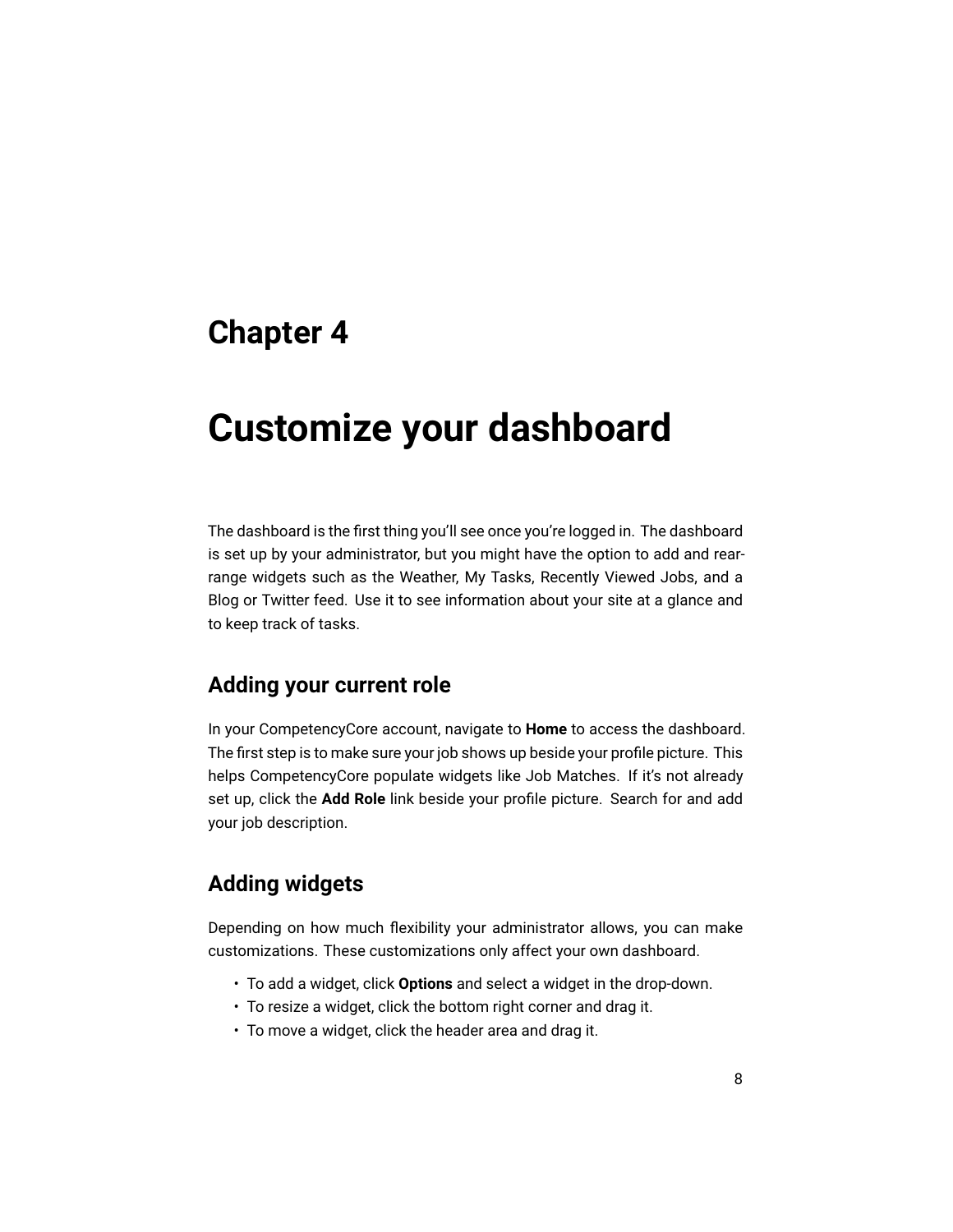# Chapter 4

# Customize your dashboard

The dashboard is the first thing you'll see once you're logged in. The dashboard is set up by your administrator, but you might have the option to add and rearrange widgets such as the Weather, My Tasks, Recently Viewed Jobs, and a Blog or Twitter feed. Use it to see information about your site at a glance and to keep track of tasks.

## Adding your current role

In your CompetencyCore account, navigate to **Home** to access the dashboard. The first step is to make sure your job shows up beside your profile picture. This helps CompetencyCore populate widgets like Job Matches. If it's not already set up, click the **Add Role** link beside your profile picture. Search for and add your job description.

## Adding widgets

Depending on how much flexibility your administrator allows, you can make customizations. These customizations only affect your own dashboard.

- To add a widget, click **Options** and select a widget in the drop-down.
- To resize a widget, click the bottom right corner and drag it.
- To move a widget, click the header area and drag it.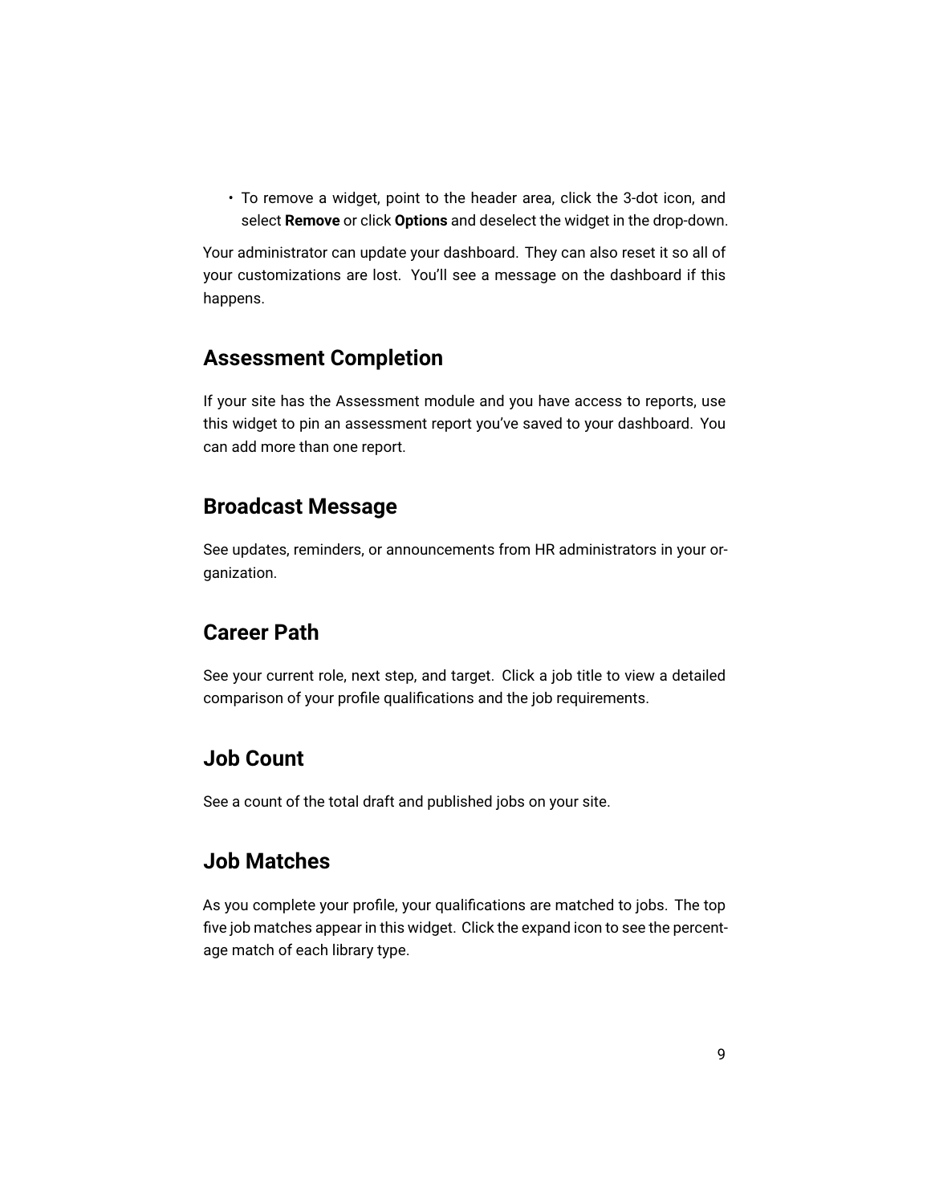- To remove a widget, point to the header area, click the 3-dot icon, and select **Remove** or click **Options** and deselect the widget in the drop-down.

Your administrator can update your dashboard. They can also reset it so all of your customizations are lost. You'll see a message on the dashboard if this happens.

## Assessment Completion

If your site has the Assessment module and you have access to reports, use this widget to pin an assessment report you've saved to your dashboard. You can add more than one report.

## Broadcast Message

See updates, reminders, or announcements from HR administrators in your organization.

## Career Path

See your current role, next step, and target. Click a job title to view a detailed comparison of your profile qualifications and the job requirements.

## Job Count

See a count of the total draft and published jobs on your site.

## Job Matches

As you complete your profile, your qualifications are matched to jobs. The top five job matches appear in this widget. Click the expand icon to see the percentage match of each library type.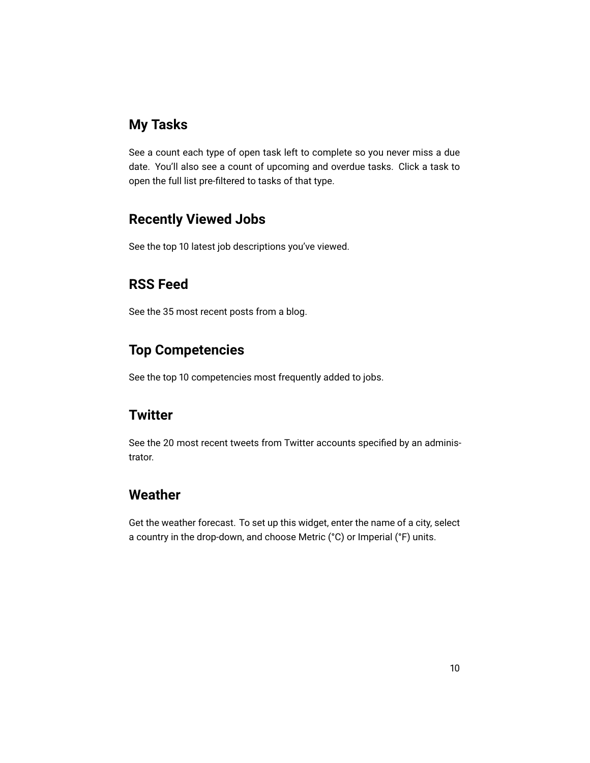## My Tasks

See a count each type of open task left to complete so you never miss a due date. You'll also see a count of upcoming and overdue tasks. Click a task to open the full list pre-filtered to tasks of that type.

## Recently Viewed Jobs

See the top 10 latest job descriptions you've viewed.

## RSS Feed

See the 35 most recent posts from a blog.

## Top Competencies

See the top 10 competencies most frequently added to jobs.

## Twitter

See the 20 most recent tweets from Twitter accounts specified by an administrator.

## Weather

Get the weather forecast. To set up this widget, enter the name of a city, select a country in the drop-down, and choose Metric (°C) or Imperial (°F) units.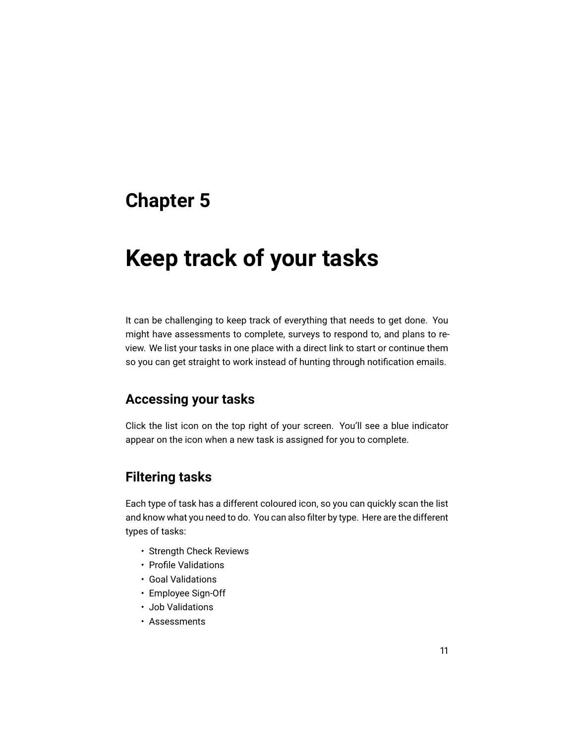# Chapter 5

# Keep track of your tasks

It can be challenging to keep track of everything that needs to get done. You might have assessments to complete, surveys to respond to, and plans to review. We list your tasks in one place with a direct link to start or continue them so you can get straight to work instead of hunting through notification emails.

## Accessing your tasks

Click the list icon on the top right of your screen. You'll see a blue indicator appear on the icon when a new task is assigned for you to complete.

## Filtering tasks

Each type of task has a different coloured icon, so you can quickly scan the list and know what you need to do. You can also filter by type. Here are the different types of tasks:

- Strength Check Reviews
- Profile Validations
- Goal Validations
- Employee Sign-Off
- Job Validations
- Assessments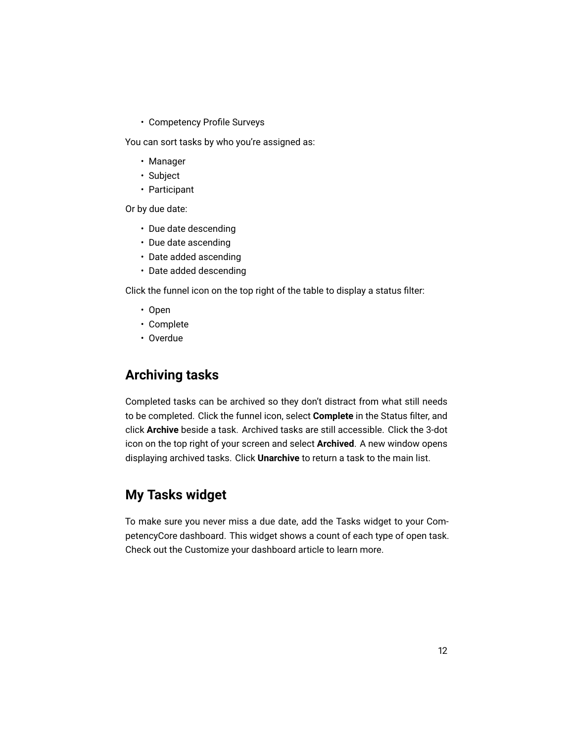- Competency Profile Surveys

You can sort tasks by who you're assigned as:

- Manager
- Subject
- Participant

Or by due date:

- Due date descending
- Due date ascending
- Date added ascending
- Date added descending

Click the funnel icon on the top right of the table to display a status filter:

- Open
- Complete
- Overdue

## Archiving tasks

Completed tasks can be archived so they don't distract from what still needs to be completed. Click the funnel icon, select **Complete** in the Status filter, and click **Archive** beside a task. Archived tasks are still accessible. Click the 3-dot icon on the top right of your screen and select **Archived**. A new window opens displaying archived tasks. Click **Unarchive** to return a task to the main list.

## My Tasks widget

To make sure you never miss a due date, add the Tasks widget to your CompetencyCore dashboard. This widget shows a count of each type of open task. Check out the Customize your dashboard article to learn more.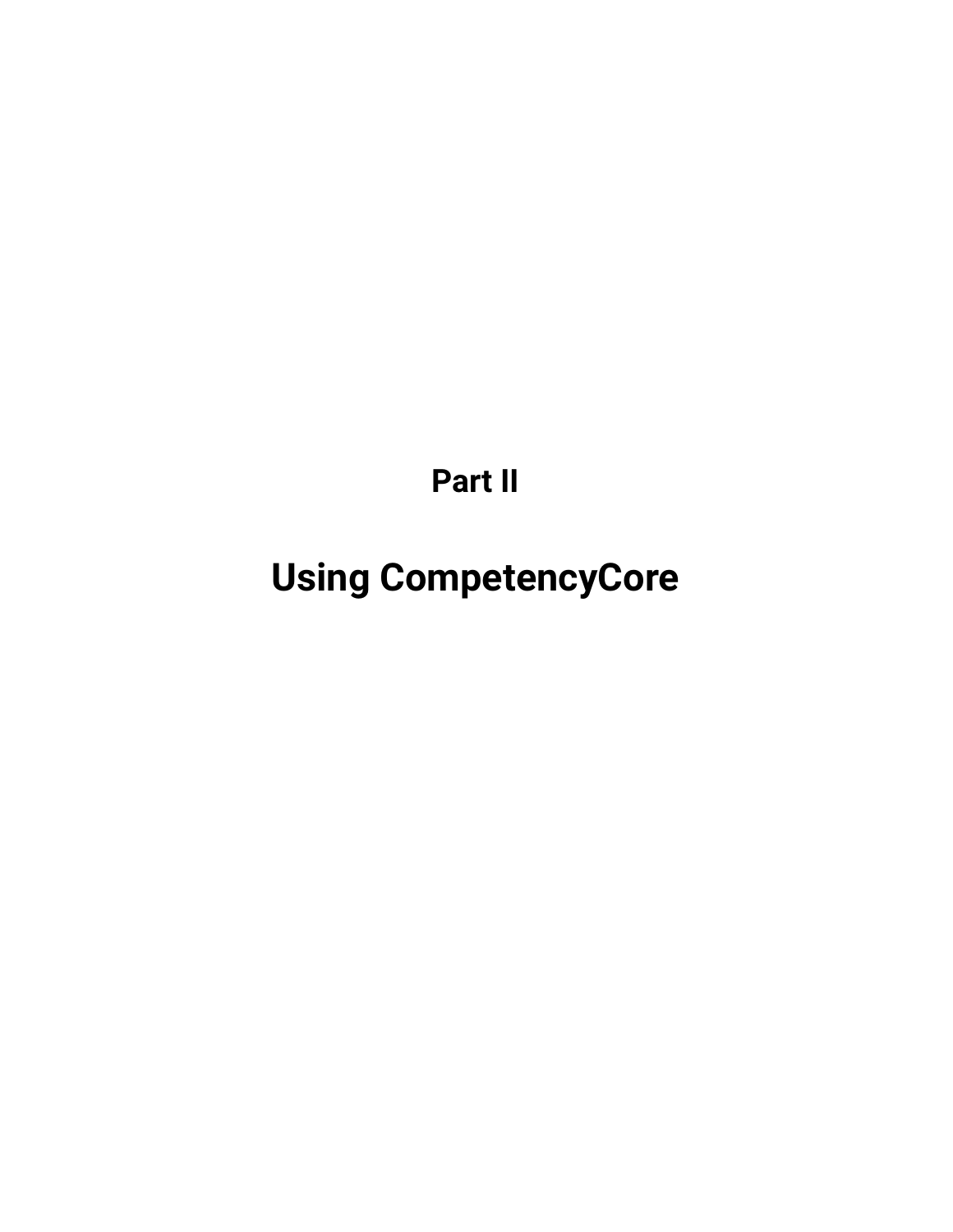# Part II

# Using CompetencyCore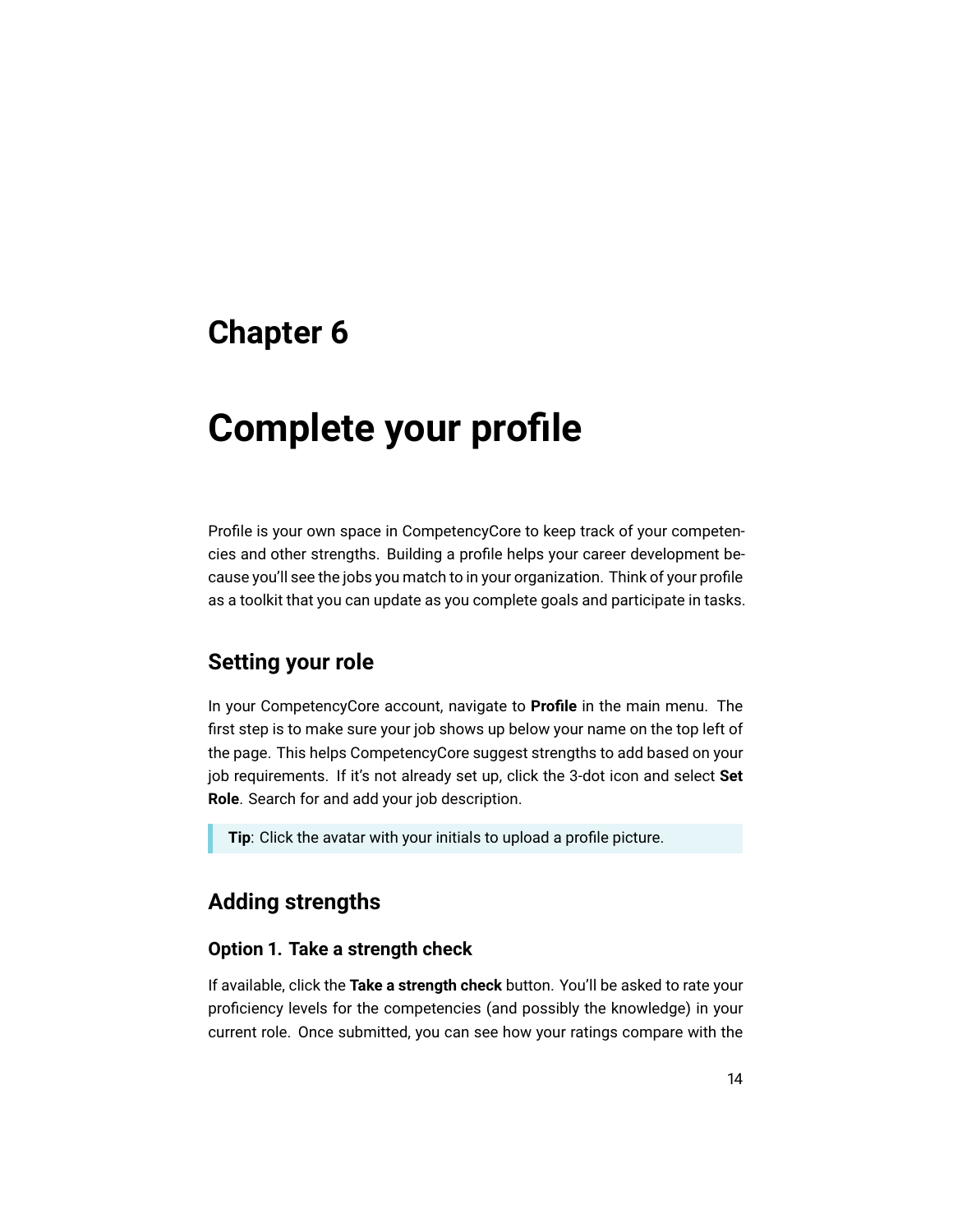# Chapter 6

# Complete your profile

Profile is your own space in CompetencyCore to keep track of your competencies and other strengths. Building a profile helps your career development because you'll see the jobs you match to in your organization. Think of your profile as a toolkit that you can update as you complete goals and participate in tasks.

## Setting your role

In your CompetencyCore account, navigate to **Profile** in the main menu. The first step is to make sure your job shows up below your name on the top left of the page. This helps CompetencyCore suggest strengths to add based on your job requirements. If it's not already set up, click the 3-dot icon and select **Set Role**. Search for and add your job description.

> **Tip**: Click the avatar with your initials to upload a profile picture.

## Adding strengths

### Option 1. Take a strength check

If available, click the **Take a strength check** button. You'll be asked to rate your proficiency levels for the competencies (and possibly the knowledge) in your current role. Once submitted, you can see how your ratings compare with the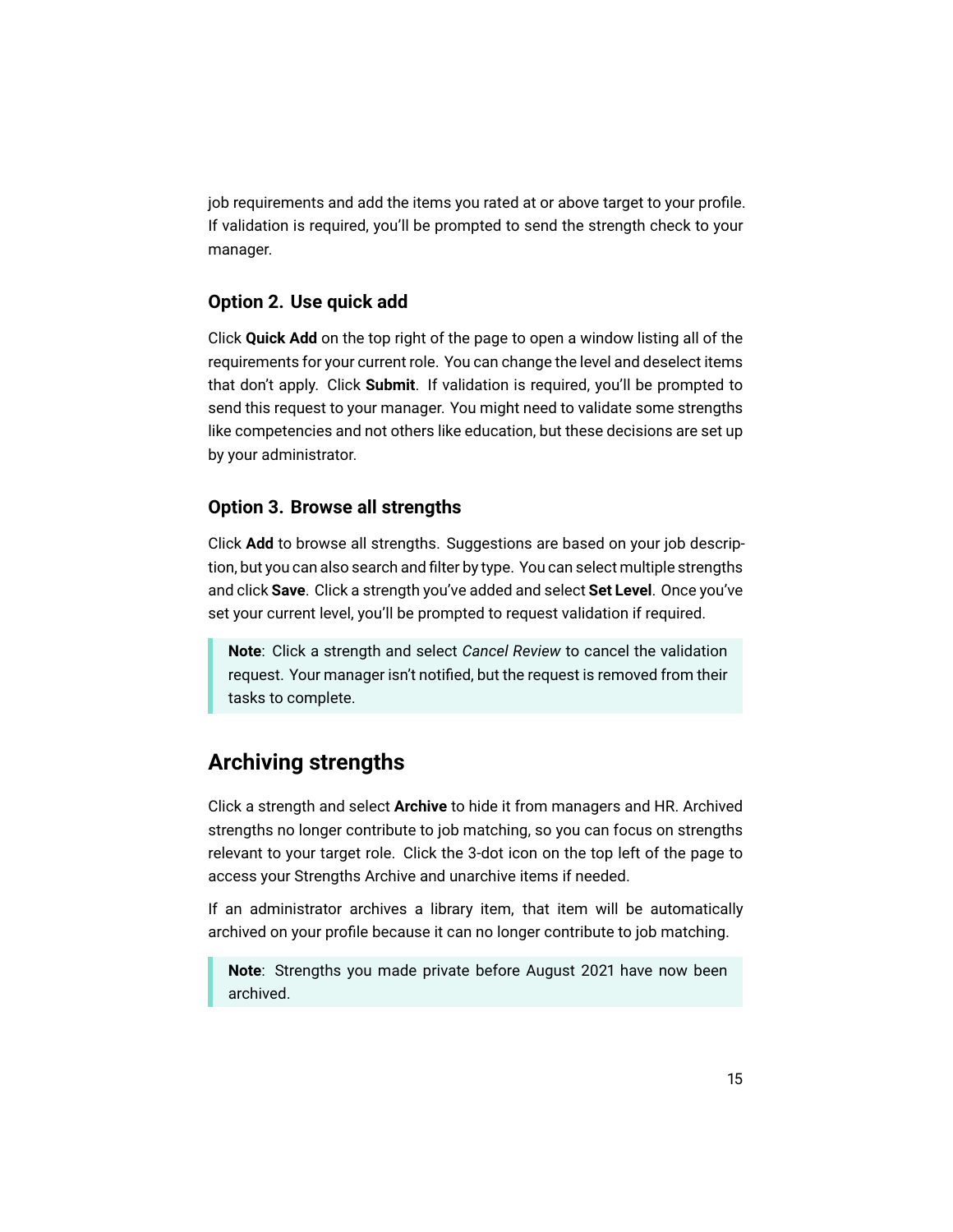job requirements and add the items you rated at or above target to your profile. If validation is required, you'll be prompted to send the strength check to your manager.

### Option 2. Use quick add

Click **Quick Add** on the top right of the page to open a window listing all of the requirements for your current role. You can change the level and deselect items that don't apply. Click **Submit**. If validation is required, you'll be prompted to send this request to your manager. You might need to validate some strengths like competencies and not others like education, but these decisions are set up by your administrator.

### Option 3. Browse all strengths

Click **Add** to browse all strengths. Suggestions are based on your job description, but you can also search and filter by type. You can select multiple strengths and click **Save**. Click a strength you've added and select **Set Level**. Once you've set your current level, you'll be prompted to request validation if required.

> **Note**: Click a strength and select *Cancel Review* to cancel the validation request. Your manager isn't notified, but the request is removed from their tasks to complete.

## Archiving strengths

Click a strength and select **Archive** to hide it from managers and HR. Archived strengths no longer contribute to job matching, so you can focus on strengths relevant to your target role. Click the 3-dot icon on the top left of the page to access your Strengths Archive and unarchive items if needed.

If an administrator archives a library item, that item will be automatically archived on your profile because it can no longer contribute to job matching.

> **Note**: Strengths you made private before August 2021 have now been archived.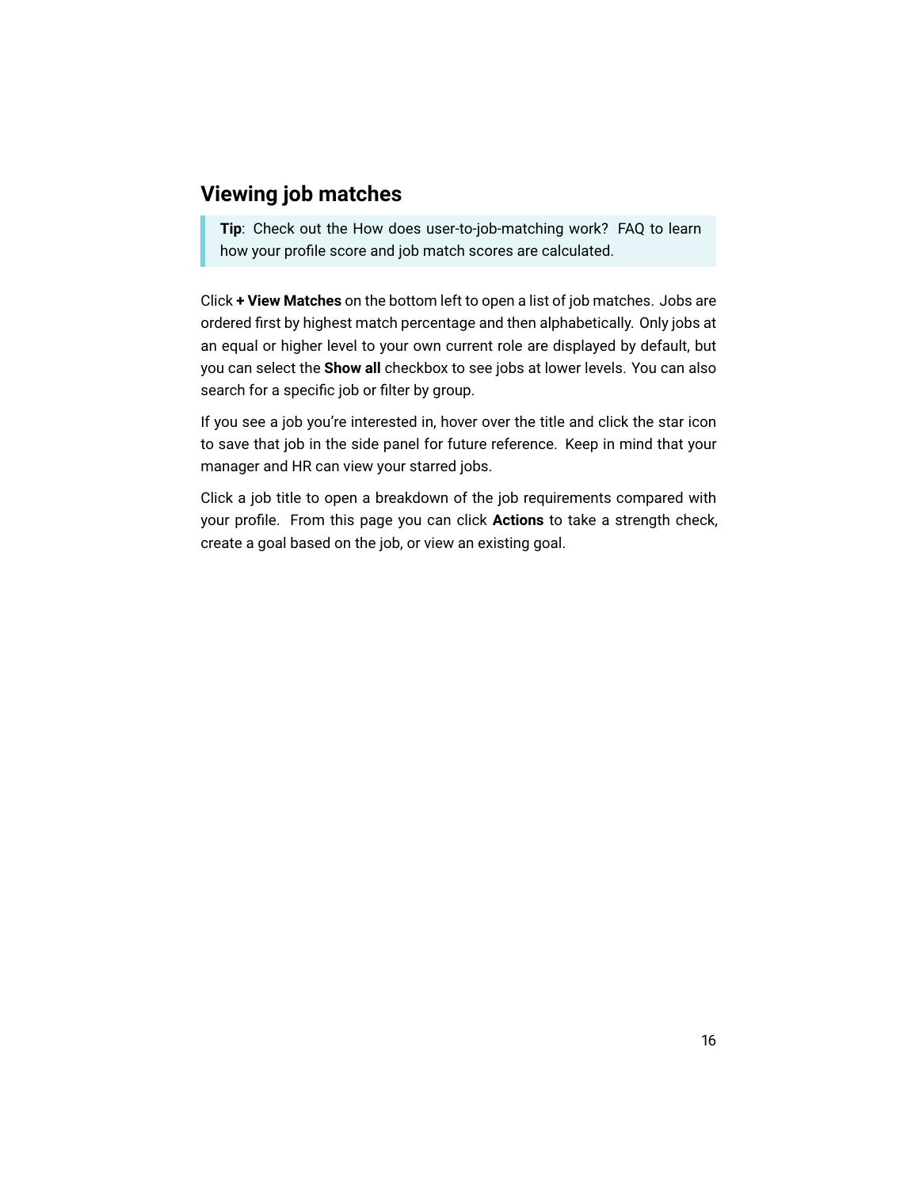## Viewing job matches

> **Tip**: Check out the How does user-to-job-matching work? FAQ to learn how your profile score and job match scores are calculated.

Click **+ View Matches** on the bottom left to open a list of job matches. Jobs are ordered first by highest match percentage and then alphabetically. Only jobs at an equal or higher level to your own current role are displayed by default, but you can select the **Show all** checkbox to see jobs at lower levels. You can also search for a specific job or filter by group.

If you see a job you're interested in, hover over the title and click the star icon to save that job in the side panel for future reference. Keep in mind that your manager and HR can view your starred jobs.

Click a job title to open a breakdown of the job requirements compared with your profile. From this page you can click **Actions** to take a strength check, create a goal based on the job, or view an existing goal.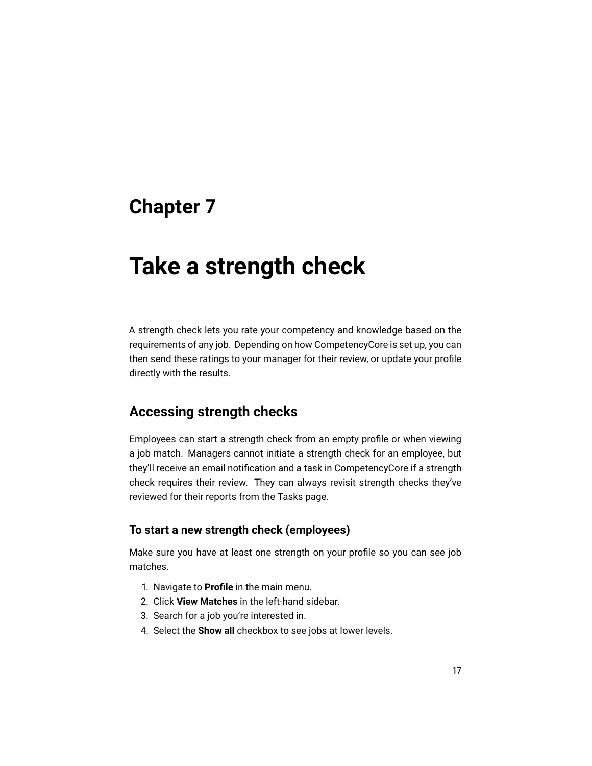Chapter 7

# Take a strength check

A strength check lets you rate your competency and knowledge based on the requirements of any job. Depending on how CompetencyCore is set up, you can then send these ratings to your manager for their review, or update your profile directly with the results.

## Accessing strength checks

Employees can start a strength check from an empty profile or when viewing a job match. Managers cannot initiate a strength check for an employee, but they'll receive an email notification and a task in CompetencyCore if a strength check requires their review. They can always revisit strength checks they've reviewed for their reports from the Tasks page.

### To start a new strength check (employees)

Make sure you have at least one strength on your profile so you can see job matches.

1. Navigate to **Profile** in the main menu.
2. Click **View Matches** in the left-hand sidebar.
3. Search for a job you're interested in.
4. Select the **Show all** checkbox to see jobs at lower levels.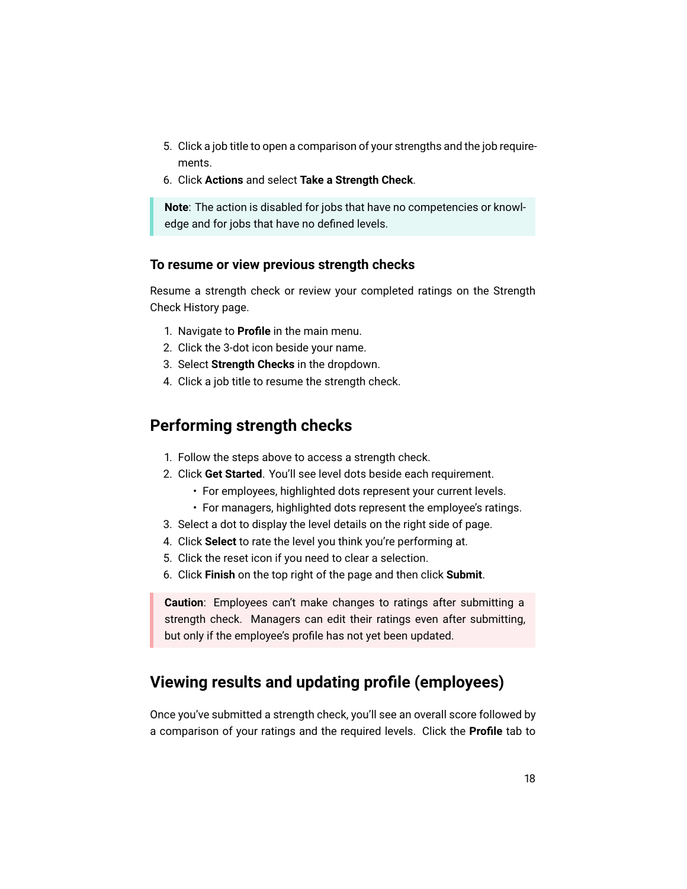5. Click a job title to open a comparison of your strengths and the job requirements.
6. Click **Actions** and select **Take a Strength Check**.

> **Note**: The action is disabled for jobs that have no competencies or knowledge and for jobs that have no defined levels.

### To resume or view previous strength checks

Resume a strength check or review your completed ratings on the Strength Check History page.

1. Navigate to **Profile** in the main menu.
2. Click the 3-dot icon beside your name.
3. Select **Strength Checks** in the dropdown.
4. Click a job title to resume the strength check.

## Performing strength checks

1. Follow the steps above to access a strength check.
2. Click **Get Started**. You'll see level dots beside each requirement.
   - For employees, highlighted dots represent your current levels.
   - For managers, highlighted dots represent the employee's ratings.
3. Select a dot to display the level details on the right side of page.
4. Click **Select** to rate the level you think you're performing at.
5. Click the reset icon if you need to clear a selection.
6. Click **Finish** on the top right of the page and then click **Submit**.

> **Caution**: Employees can't make changes to ratings after submitting a strength check. Managers can edit their ratings even after submitting, but only if the employee's profile has not yet been updated.

## Viewing results and updating profile (employees)

Once you've submitted a strength check, you'll see an overall score followed by a comparison of your ratings and the required levels. Click the **Profile** tab to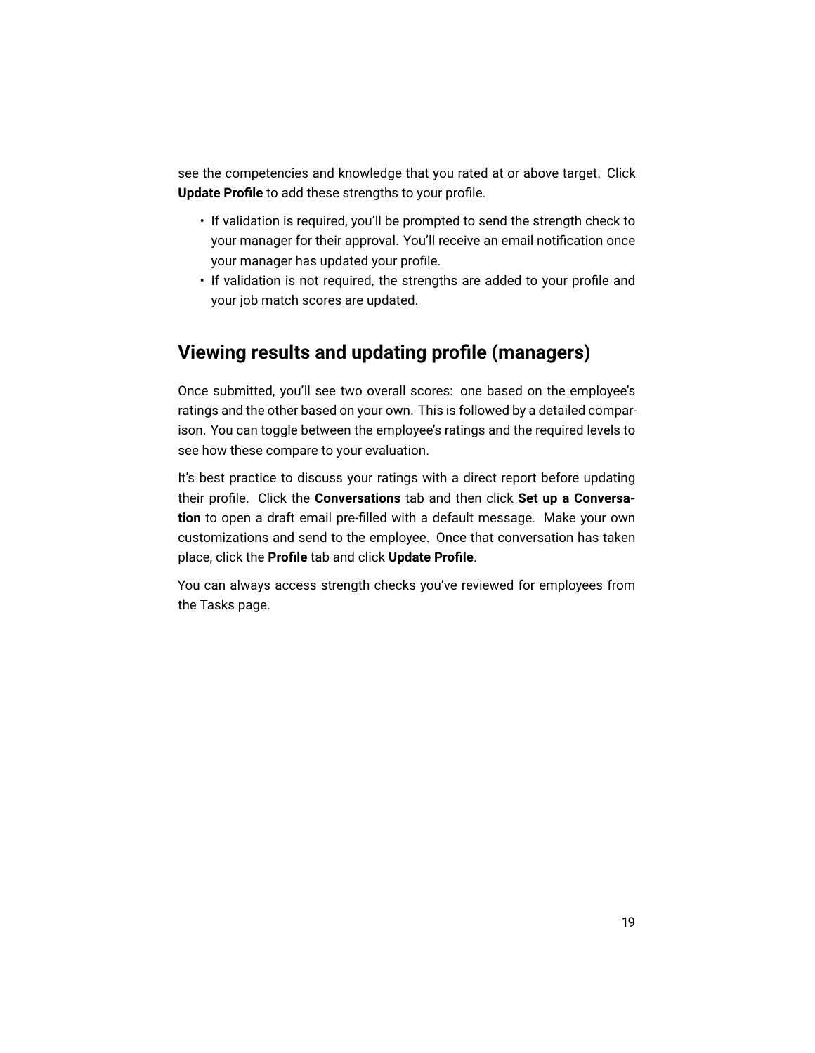see the competencies and knowledge that you rated at or above target. Click **Update Profile** to add these strengths to your profile.

- If validation is required, you'll be prompted to send the strength check to your manager for their approval. You'll receive an email notification once your manager has updated your profile.
- If validation is not required, the strengths are added to your profile and your job match scores are updated.

## Viewing results and updating profile (managers)

Once submitted, you'll see two overall scores: one based on the employee's ratings and the other based on your own. This is followed by a detailed comparison. You can toggle between the employee's ratings and the required levels to see how these compare to your evaluation.

It's best practice to discuss your ratings with a direct report before updating their profile. Click the **Conversations** tab and then click **Set up a Conversation** to open a draft email pre-filled with a default message. Make your own customizations and send to the employee. Once that conversation has taken place, click the **Profile** tab and click **Update Profile**.

You can always access strength checks you've reviewed for employees from the Tasks page.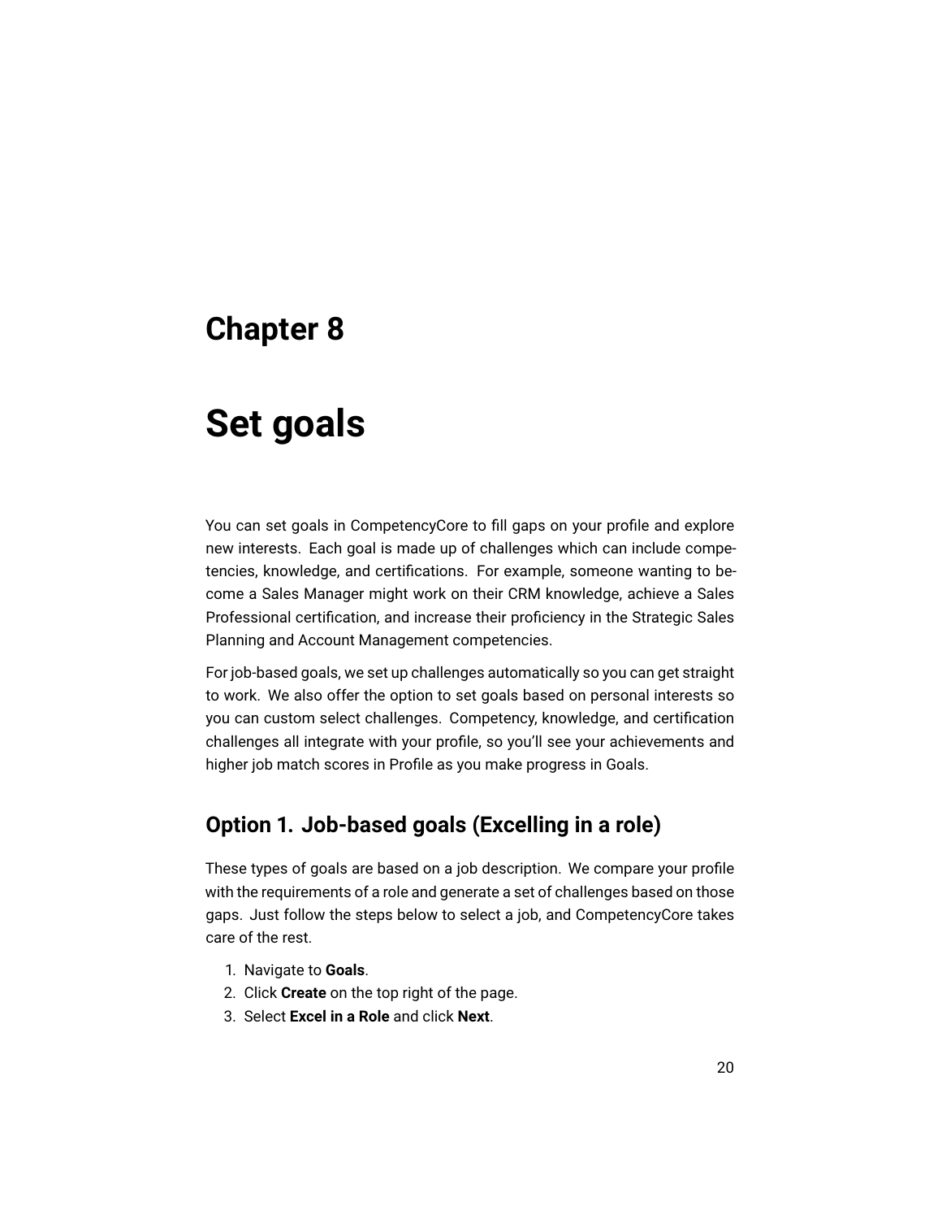# Chapter 8

# Set goals

You can set goals in CompetencyCore to fill gaps on your profile and explore new interests. Each goal is made up of challenges which can include competencies, knowledge, and certifications. For example, someone wanting to become a Sales Manager might work on their CRM knowledge, achieve a Sales Professional certification, and increase their proficiency in the Strategic Sales Planning and Account Management competencies.

For job-based goals, we set up challenges automatically so you can get straight to work. We also offer the option to set goals based on personal interests so you can custom select challenges. Competency, knowledge, and certification challenges all integrate with your profile, so you'll see your achievements and higher job match scores in Profile as you make progress in Goals.

## Option 1. Job-based goals (Excelling in a role)

These types of goals are based on a job description. We compare your profile with the requirements of a role and generate a set of challenges based on those gaps. Just follow the steps below to select a job, and CompetencyCore takes care of the rest.

1. Navigate to **Goals**.
2. Click **Create** on the top right of the page.
3. Select **Excel in a Role** and click **Next**.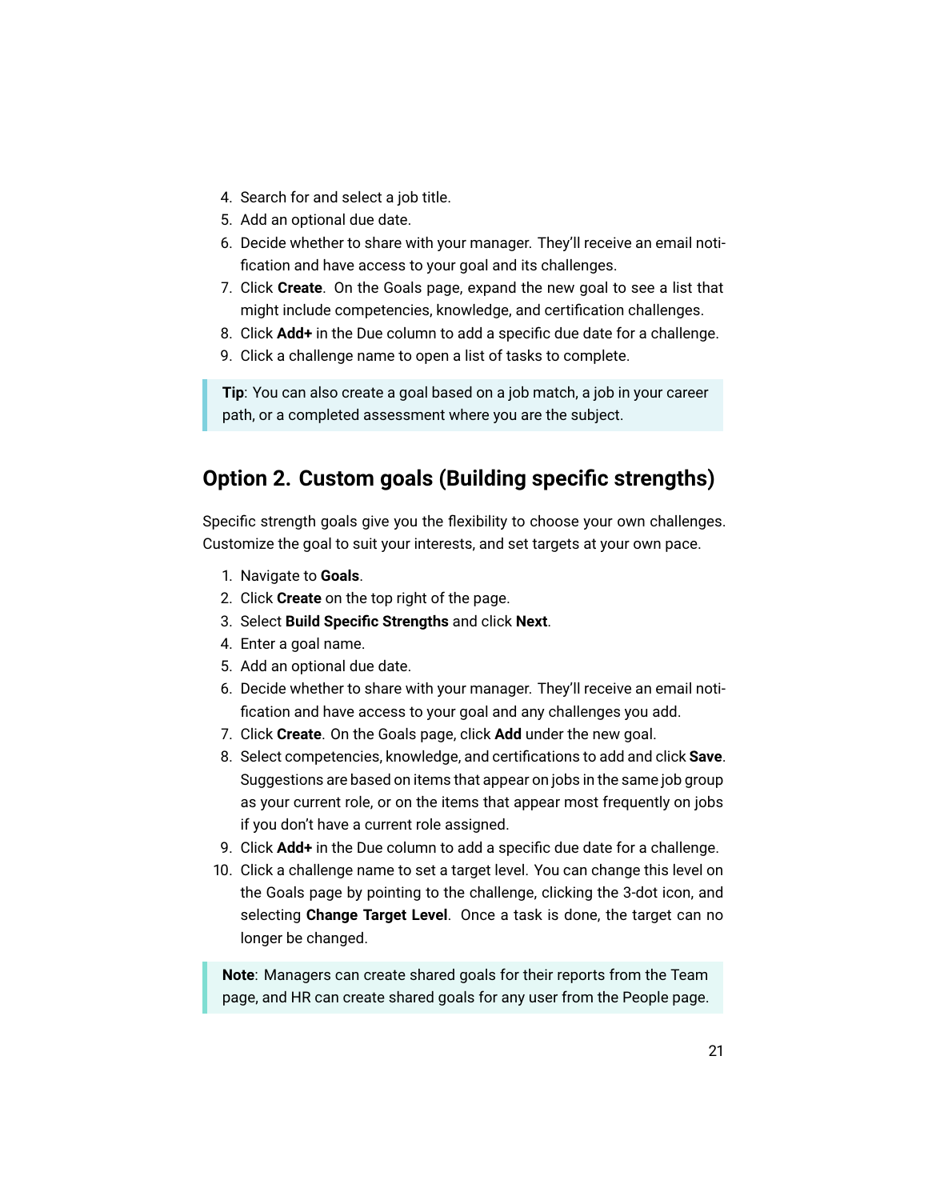4. Search for and select a job title.
5. Add an optional due date.
6. Decide whether to share with your manager. They'll receive an email notification and have access to your goal and its challenges.
7. Click **Create**. On the Goals page, expand the new goal to see a list that might include competencies, knowledge, and certification challenges.
8. Click **Add+** in the Due column to add a specific due date for a challenge.
9. Click a challenge name to open a list of tasks to complete.

> **Tip**: You can also create a goal based on a job match, a job in your career path, or a completed assessment where you are the subject.

## Option 2. Custom goals (Building specific strengths)

Specific strength goals give you the flexibility to choose your own challenges. Customize the goal to suit your interests, and set targets at your own pace.

1. Navigate to **Goals**.
2. Click **Create** on the top right of the page.
3. Select **Build Specific Strengths** and click **Next**.
4. Enter a goal name.
5. Add an optional due date.
6. Decide whether to share with your manager. They'll receive an email notification and have access to your goal and any challenges you add.
7. Click **Create**. On the Goals page, click **Add** under the new goal.
8. Select competencies, knowledge, and certifications to add and click **Save**. Suggestions are based on items that appear on jobs in the same job group as your current role, or on the items that appear most frequently on jobs if you don't have a current role assigned.
9. Click **Add+** in the Due column to add a specific due date for a challenge.
10. Click a challenge name to set a target level. You can change this level on the Goals page by pointing to the challenge, clicking the 3-dot icon, and selecting **Change Target Level**. Once a task is done, the target can no longer be changed.

> **Note**: Managers can create shared goals for their reports from the Team page, and HR can create shared goals for any user from the People page.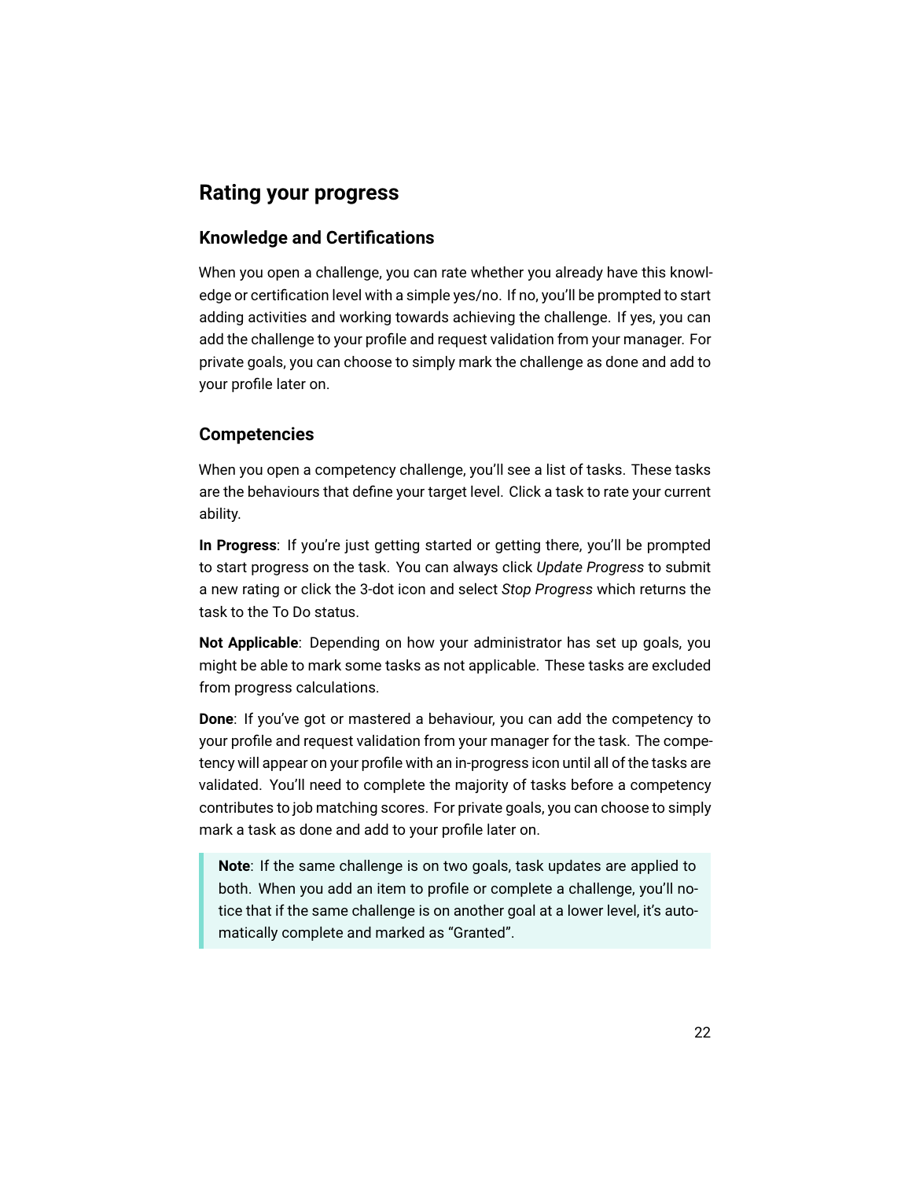## Rating your progress

### Knowledge and Certifications

When you open a challenge, you can rate whether you already have this knowledge or certification level with a simple yes/no. If no, you'll be prompted to start adding activities and working towards achieving the challenge. If yes, you can add the challenge to your profile and request validation from your manager. For private goals, you can choose to simply mark the challenge as done and add to your profile later on.

### Competencies

When you open a competency challenge, you'll see a list of tasks. These tasks are the behaviours that define your target level. Click a task to rate your current ability.

**In Progress**: If you're just getting started or getting there, you'll be prompted to start progress on the task. You can always click *Update Progress* to submit a new rating or click the 3-dot icon and select *Stop Progress* which returns the task to the To Do status.

**Not Applicable**: Depending on how your administrator has set up goals, you might be able to mark some tasks as not applicable. These tasks are excluded from progress calculations.

**Done**: If you've got or mastered a behaviour, you can add the competency to your profile and request validation from your manager for the task. The competency will appear on your profile with an in-progress icon until all of the tasks are validated. You'll need to complete the majority of tasks before a competency contributes to job matching scores. For private goals, you can choose to simply mark a task as done and add to your profile later on.

> **Note**: If the same challenge is on two goals, task updates are applied to both. When you add an item to profile or complete a challenge, you'll notice that if the same challenge is on another goal at a lower level, it's automatically complete and marked as "Granted".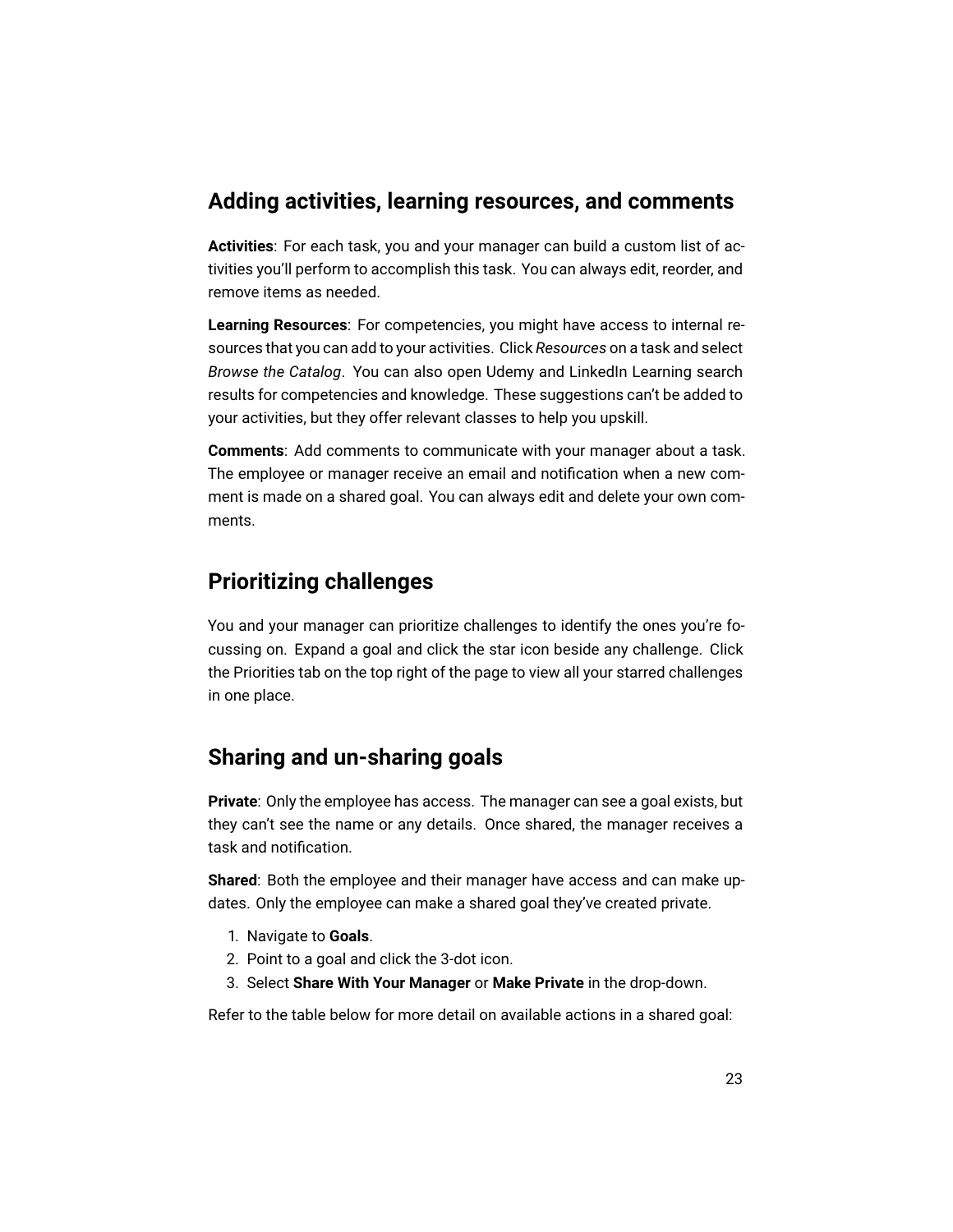## Adding activities, learning resources, and comments

**Activities**: For each task, you and your manager can build a custom list of activities you'll perform to accomplish this task. You can always edit, reorder, and remove items as needed.

**Learning Resources**: For competencies, you might have access to internal resources that you can add to your activities. Click *Resources* on a task and select *Browse the Catalog*. You can also open Udemy and LinkedIn Learning search results for competencies and knowledge. These suggestions can't be added to your activities, but they offer relevant classes to help you upskill.

**Comments**: Add comments to communicate with your manager about a task. The employee or manager receive an email and notification when a new comment is made on a shared goal. You can always edit and delete your own comments.

## Prioritizing challenges

You and your manager can prioritize challenges to identify the ones you're focussing on. Expand a goal and click the star icon beside any challenge. Click the Priorities tab on the top right of the page to view all your starred challenges in one place.

## Sharing and un-sharing goals

**Private**: Only the employee has access. The manager can see a goal exists, but they can't see the name or any details. Once shared, the manager receives a task and notification.

**Shared**: Both the employee and their manager have access and can make updates. Only the employee can make a shared goal they've created private.

1. Navigate to **Goals**.
2. Point to a goal and click the 3-dot icon.
3. Select **Share With Your Manager** or **Make Private** in the drop-down.

Refer to the table below for more detail on available actions in a shared goal: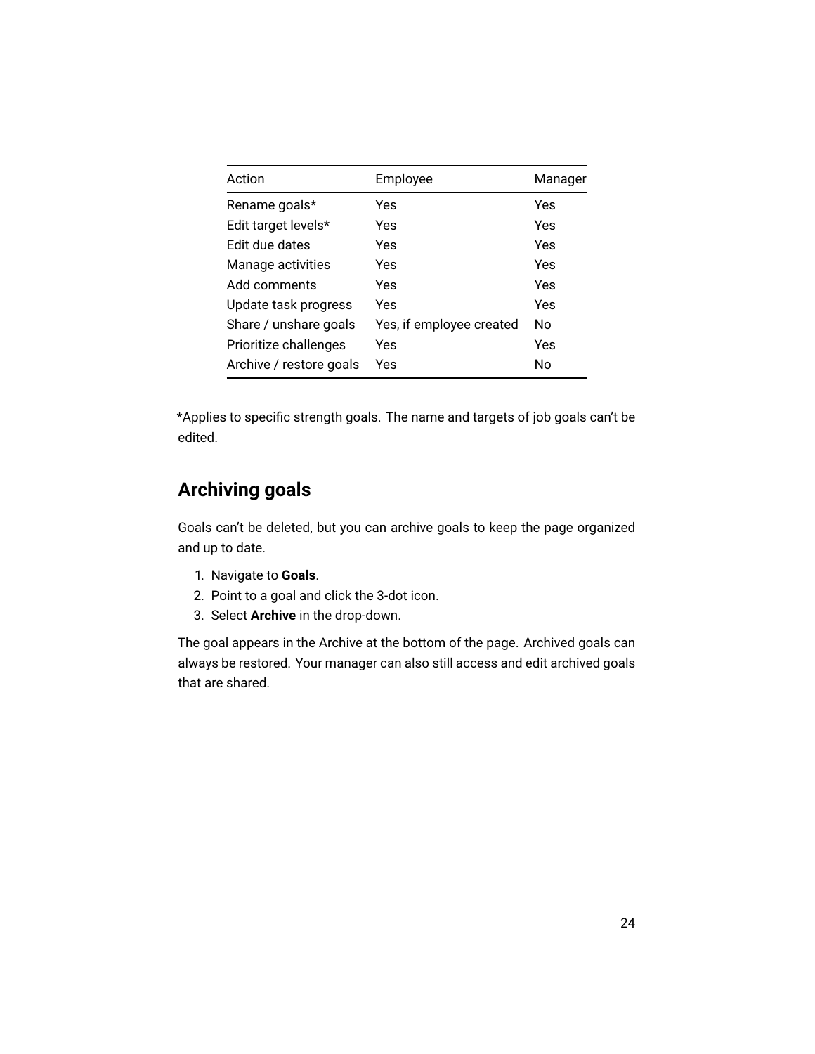| Action | Employee | Manager |
| --- | --- | --- |
| Rename goals* | Yes | Yes |
| Edit target levels* | Yes | Yes |
| Edit due dates | Yes | Yes |
| Manage activities | Yes | Yes |
| Add comments | Yes | Yes |
| Update task progress | Yes | Yes |
| Share / unshare goals | Yes, if employee created | No |
| Prioritize challenges | Yes | Yes |
| Archive / restore goals | Yes | No |

*Applies to specific strength goals. The name and targets of job goals can't be edited.

## Archiving goals

Goals can't be deleted, but you can archive goals to keep the page organized and up to date.

1. Navigate to **Goals**.
2. Point to a goal and click the 3-dot icon.
3. Select **Archive** in the drop-down.

The goal appears in the Archive at the bottom of the page. Archived goals can always be restored. Your manager can also still access and edit archived goals that are shared.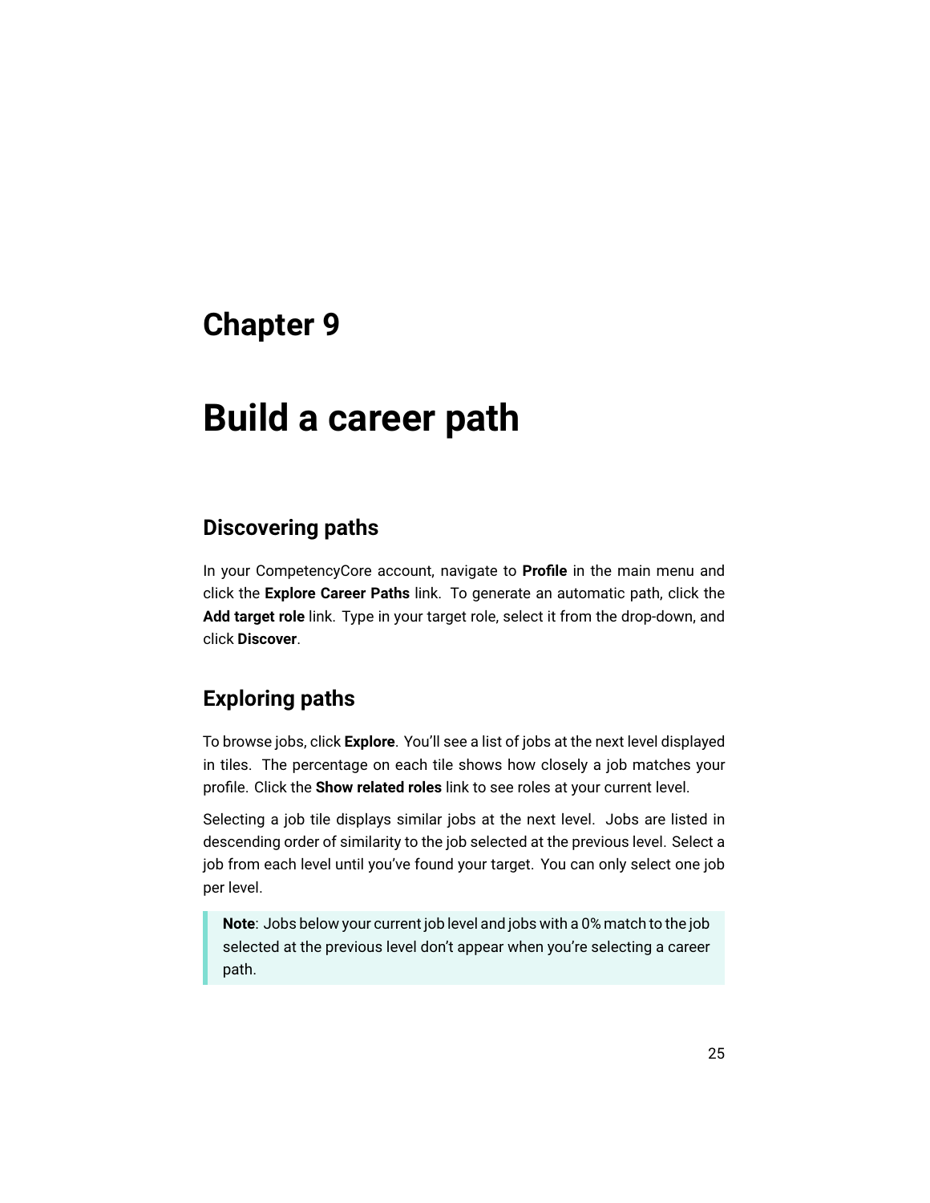# Chapter 9

# Build a career path

## Discovering paths

In your CompetencyCore account, navigate to **Profile** in the main menu and click the **Explore Career Paths** link. To generate an automatic path, click the **Add target role** link. Type in your target role, select it from the drop-down, and click **Discover**.

## Exploring paths

To browse jobs, click **Explore**. You'll see a list of jobs at the next level displayed in tiles. The percentage on each tile shows how closely a job matches your profile. Click the **Show related roles** link to see roles at your current level.

Selecting a job tile displays similar jobs at the next level. Jobs are listed in descending order of similarity to the job selected at the previous level. Select a job from each level until you've found your target. You can only select one job per level.

> **Note**: Jobs below your current job level and jobs with a 0% match to the job selected at the previous level don't appear when you're selecting a career path.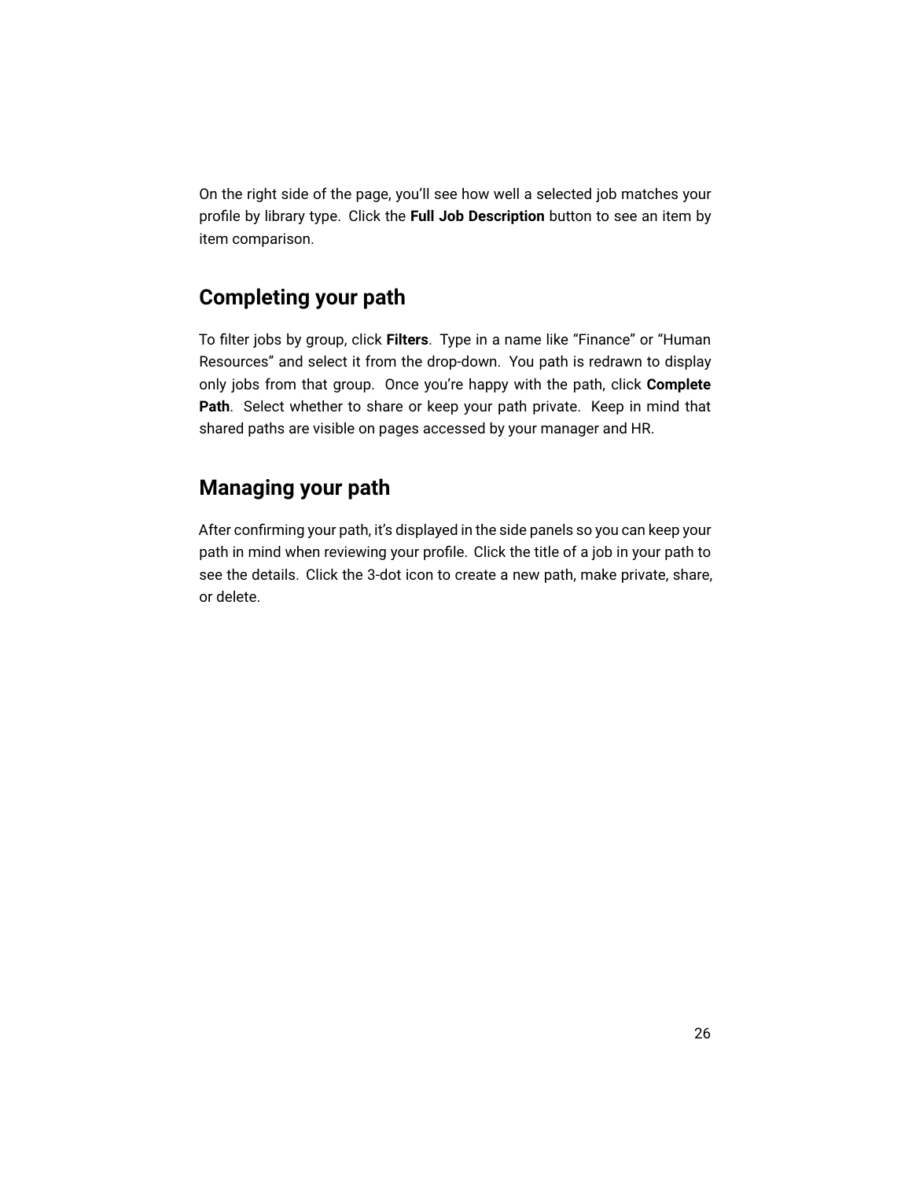On the right side of the page, you'll see how well a selected job matches your profile by library type. Click the **Full Job Description** button to see an item by item comparison.

## Completing your path

To filter jobs by group, click **Filters**. Type in a name like "Finance" or "Human Resources" and select it from the drop-down. You path is redrawn to display only jobs from that group. Once you're happy with the path, click **Complete Path**. Select whether to share or keep your path private. Keep in mind that shared paths are visible on pages accessed by your manager and HR.

## Managing your path

After confirming your path, it's displayed in the side panels so you can keep your path in mind when reviewing your profile. Click the title of a job in your path to see the details. Click the 3-dot icon to create a new path, make private, share, or delete.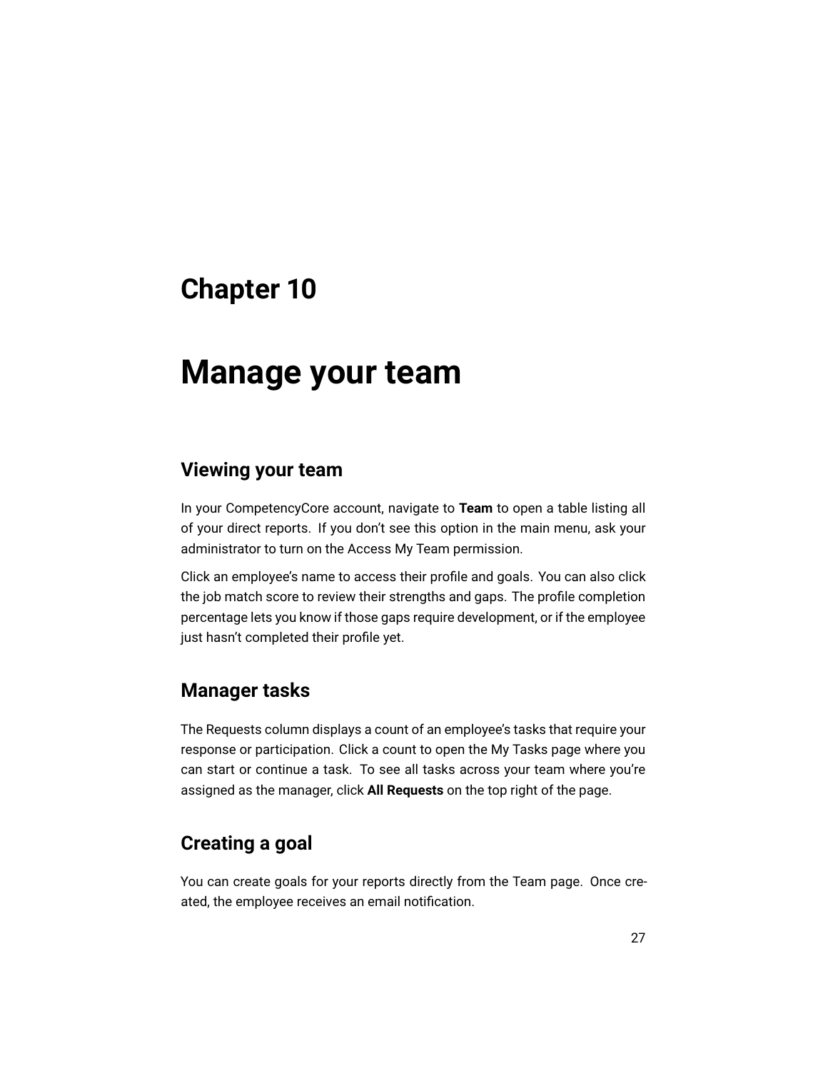# Chapter 10

# Manage your team

## Viewing your team

In your CompetencyCore account, navigate to **Team** to open a table listing all of your direct reports. If you don't see this option in the main menu, ask your administrator to turn on the Access My Team permission.

Click an employee's name to access their profile and goals. You can also click the job match score to review their strengths and gaps. The profile completion percentage lets you know if those gaps require development, or if the employee just hasn't completed their profile yet.

## Manager tasks

The Requests column displays a count of an employee's tasks that require your response or participation. Click a count to open the My Tasks page where you can start or continue a task. To see all tasks across your team where you're assigned as the manager, click **All Requests** on the top right of the page.

## Creating a goal

You can create goals for your reports directly from the Team page. Once created, the employee receives an email notification.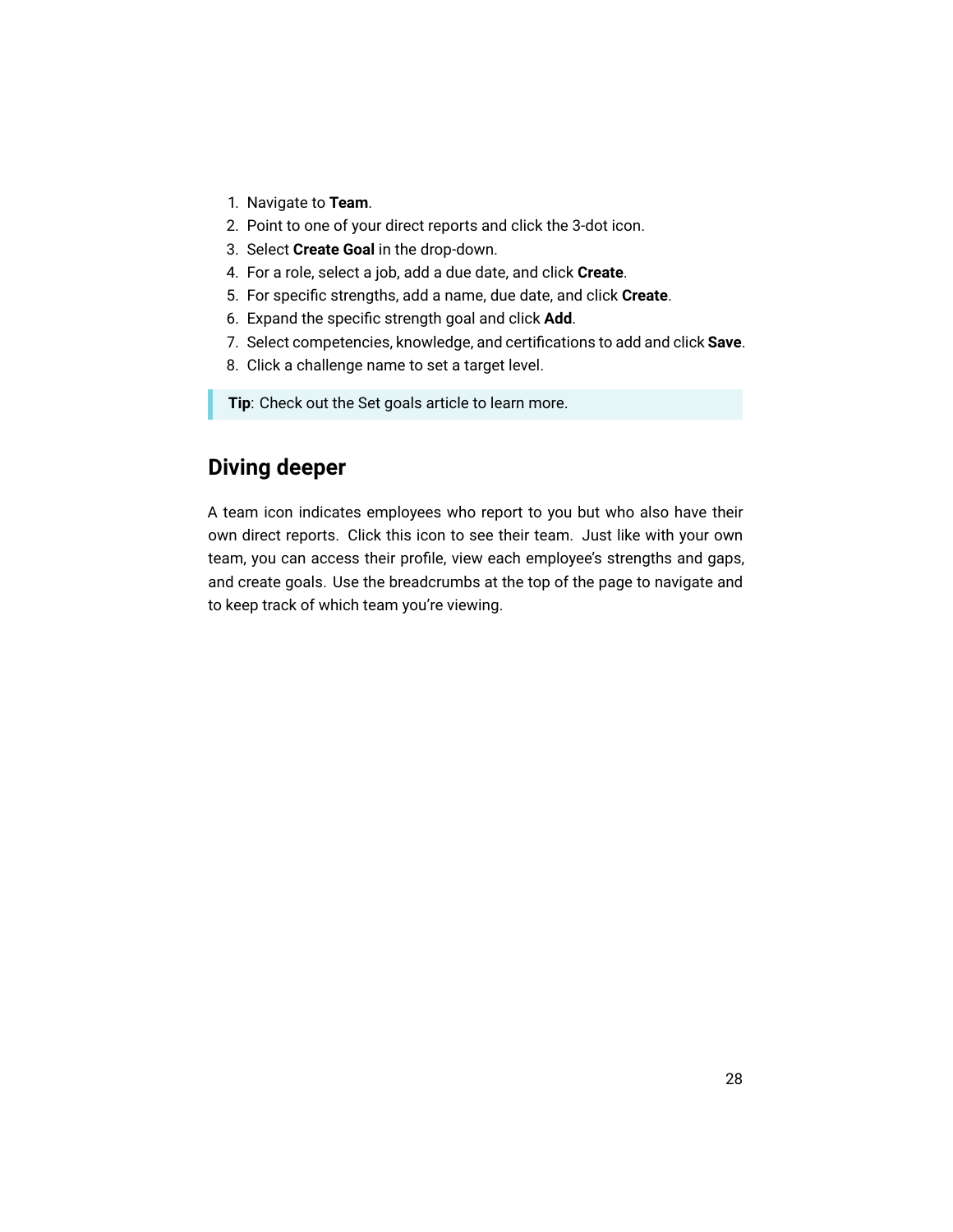1. Navigate to **Team**.
2. Point to one of your direct reports and click the 3-dot icon.
3. Select **Create Goal** in the drop-down.
4. For a role, select a job, add a due date, and click **Create**.
5. For specific strengths, add a name, due date, and click **Create**.
6. Expand the specific strength goal and click **Add**.
7. Select competencies, knowledge, and certifications to add and click **Save**.
8. Click a challenge name to set a target level.

> **Tip**: Check out the Set goals article to learn more.

## Diving deeper

A team icon indicates employees who report to you but who also have their own direct reports. Click this icon to see their team. Just like with your own team, you can access their profile, view each employee's strengths and gaps, and create goals. Use the breadcrumbs at the top of the page to navigate and to keep track of which team you're viewing.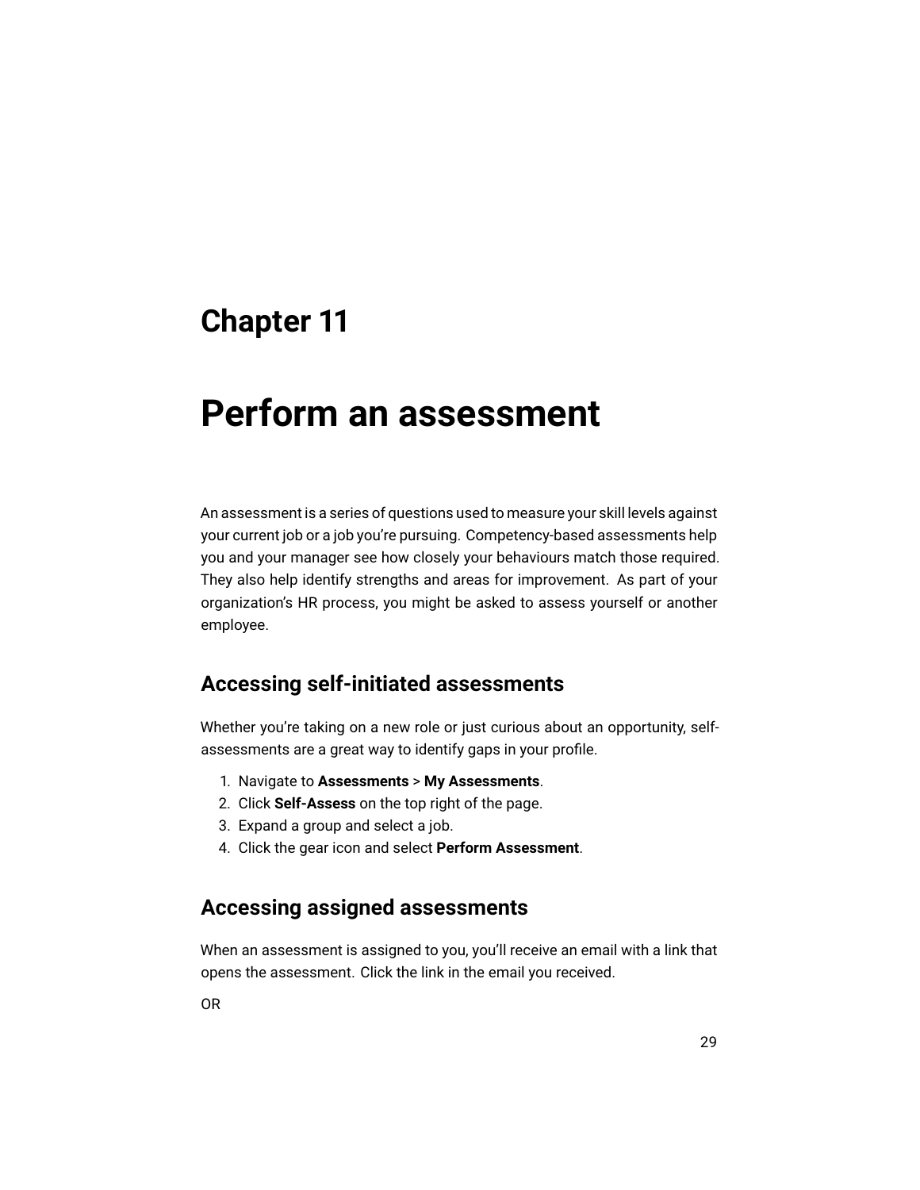# Chapter 11

# Perform an assessment

An assessment is a series of questions used to measure your skill levels against your current job or a job you're pursuing. Competency-based assessments help you and your manager see how closely your behaviours match those required. They also help identify strengths and areas for improvement. As part of your organization's HR process, you might be asked to assess yourself or another employee.

## Accessing self-initiated assessments

Whether you're taking on a new role or just curious about an opportunity, self-assessments are a great way to identify gaps in your profile.

1. Navigate to **Assessments** > **My Assessments**.
2. Click **Self-Assess** on the top right of the page.
3. Expand a group and select a job.
4. Click the gear icon and select **Perform Assessment**.

## Accessing assigned assessments

When an assessment is assigned to you, you'll receive an email with a link that opens the assessment. Click the link in the email you received.

OR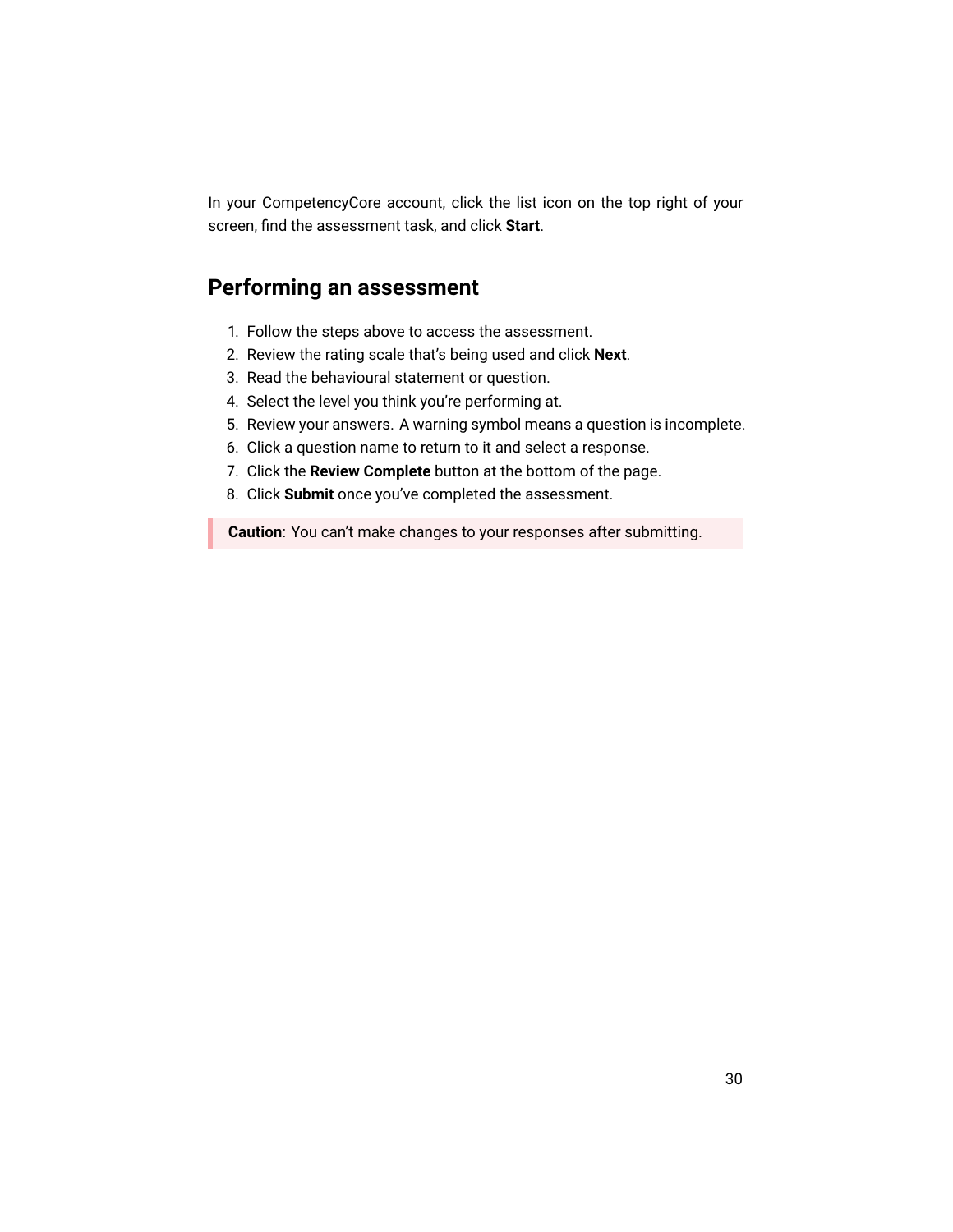In your CompetencyCore account, click the list icon on the top right of your screen, find the assessment task, and click **Start**.

## Performing an assessment

1. Follow the steps above to access the assessment.
2. Review the rating scale that's being used and click **Next**.
3. Read the behavioural statement or question.
4. Select the level you think you're performing at.
5. Review your answers. A warning symbol means a question is incomplete.
6. Click a question name to return to it and select a response.
7. Click the **Review Complete** button at the bottom of the page.
8. Click **Submit** once you've completed the assessment.

> **Caution**: You can't make changes to your responses after submitting.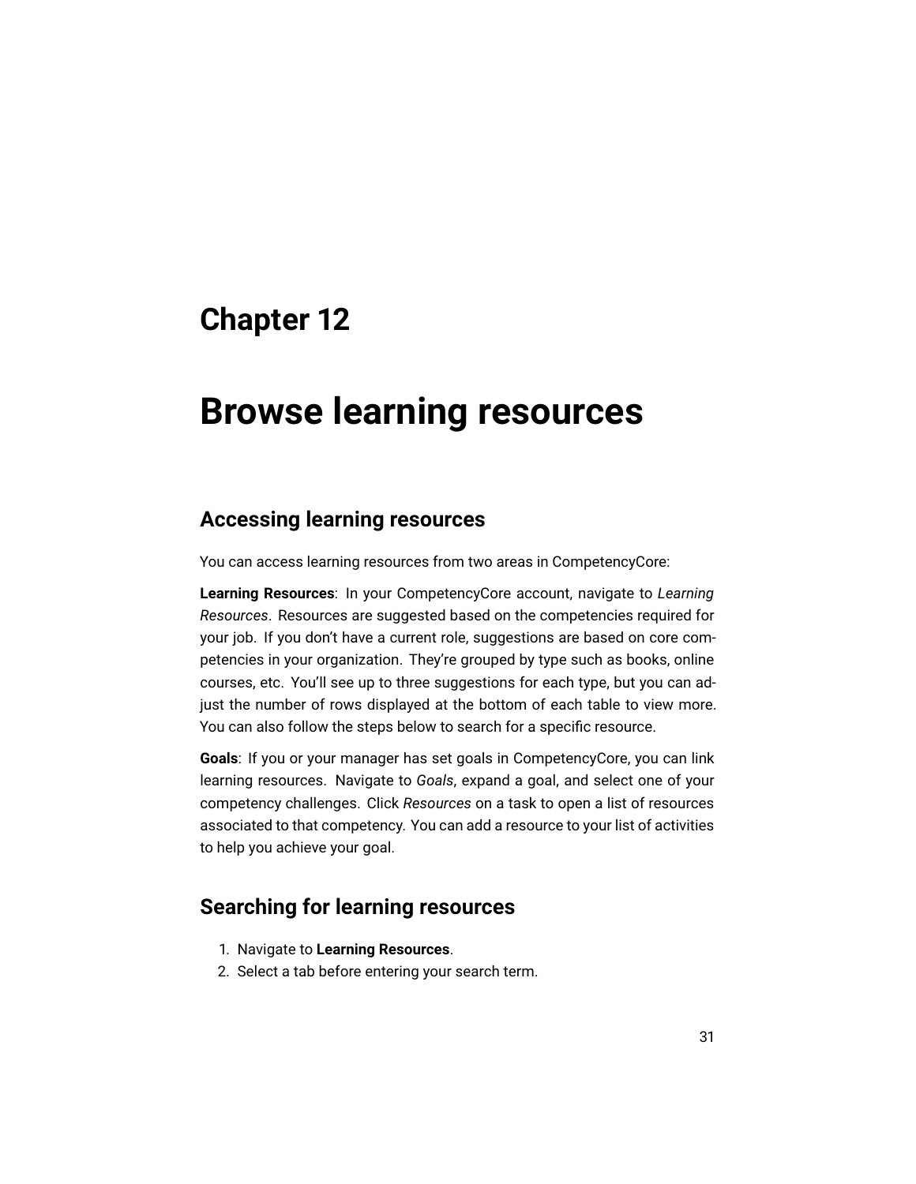# Chapter 12

# Browse learning resources

## Accessing learning resources

You can access learning resources from two areas in CompetencyCore:

**Learning Resources**: In your CompetencyCore account, navigate to *Learning Resources*. Resources are suggested based on the competencies required for your job. If you don't have a current role, suggestions are based on core competencies in your organization. They're grouped by type such as books, online courses, etc. You'll see up to three suggestions for each type, but you can adjust the number of rows displayed at the bottom of each table to view more. You can also follow the steps below to search for a specific resource.

**Goals**: If you or your manager has set goals in CompetencyCore, you can link learning resources. Navigate to *Goals*, expand a goal, and select one of your competency challenges. Click *Resources* on a task to open a list of resources associated to that competency. You can add a resource to your list of activities to help you achieve your goal.

## Searching for learning resources

1. Navigate to **Learning Resources**.
2. Select a tab before entering your search term.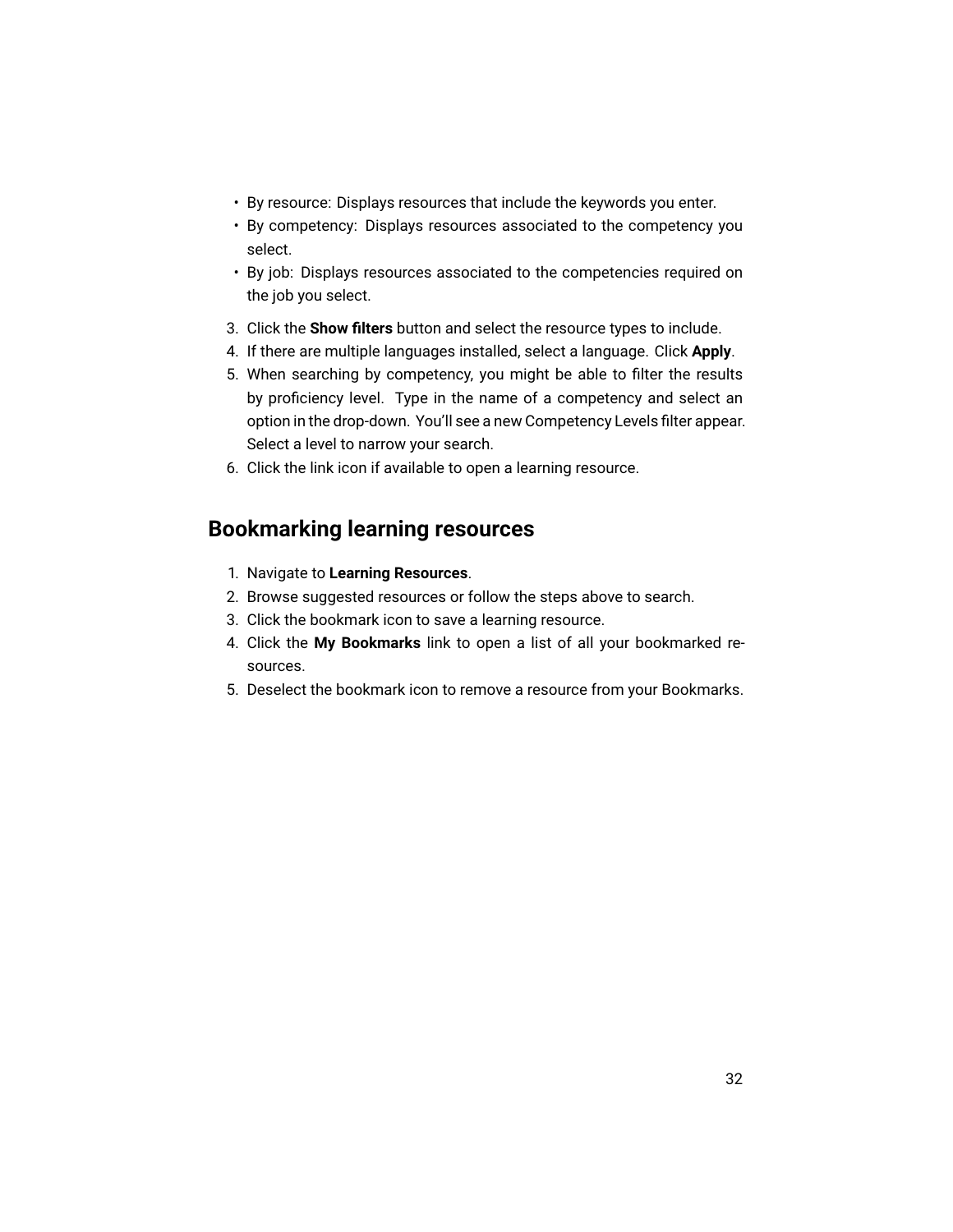- By resource: Displays resources that include the keywords you enter.
- By competency: Displays resources associated to the competency you select.
- By job: Displays resources associated to the competencies required on the job you select.

3. Click the **Show filters** button and select the resource types to include.
4. If there are multiple languages installed, select a language. Click **Apply**.
5. When searching by competency, you might be able to filter the results by proficiency level. Type in the name of a competency and select an option in the drop-down. You'll see a new Competency Levels filter appear. Select a level to narrow your search.
6. Click the link icon if available to open a learning resource.

## Bookmarking learning resources

1. Navigate to **Learning Resources**.
2. Browse suggested resources or follow the steps above to search.
3. Click the bookmark icon to save a learning resource.
4. Click the **My Bookmarks** link to open a list of all your bookmarked resources.
5. Deselect the bookmark icon to remove a resource from your Bookmarks.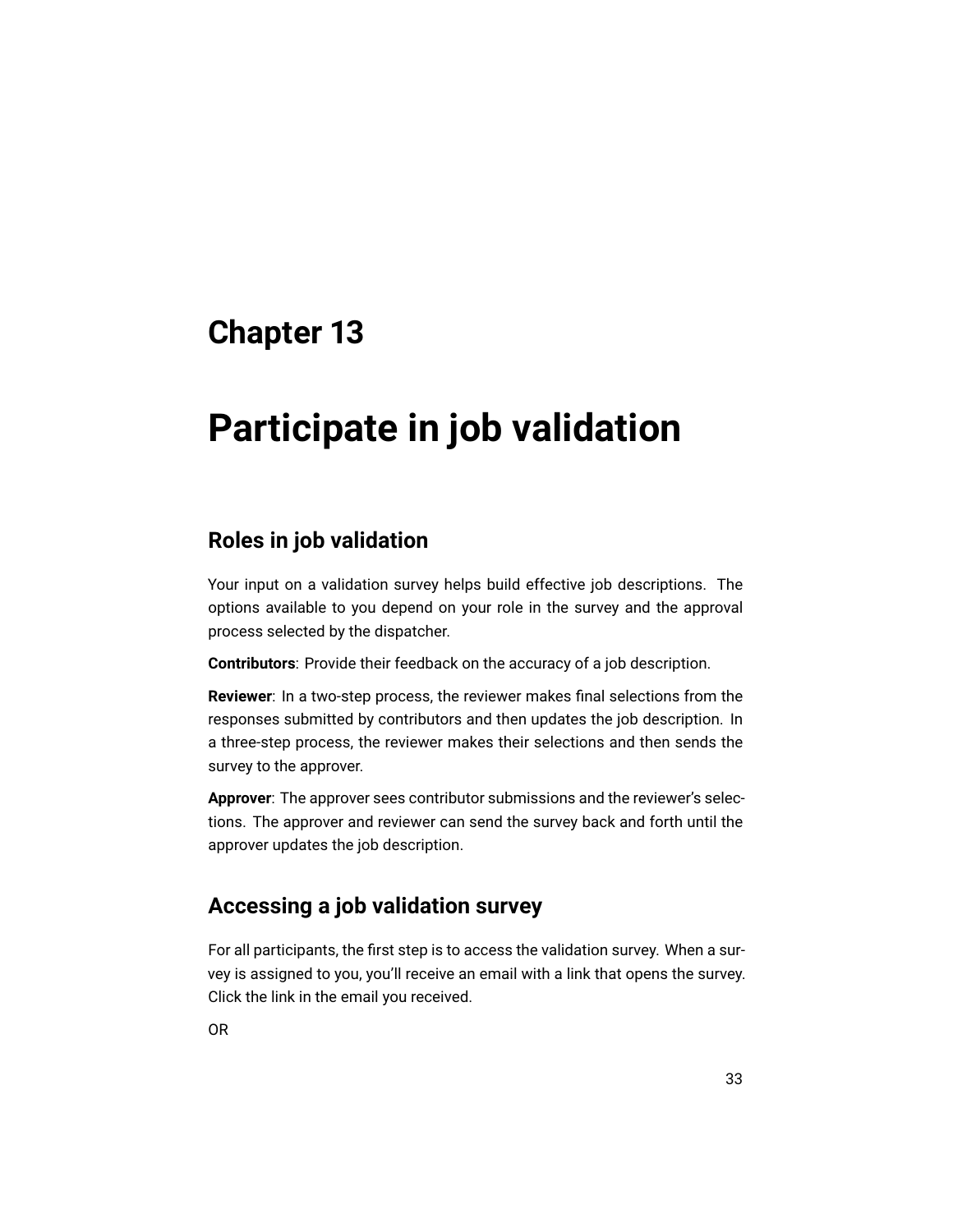# Chapter 13

# Participate in job validation

## Roles in job validation

Your input on a validation survey helps build effective job descriptions. The options available to you depend on your role in the survey and the approval process selected by the dispatcher.

**Contributors**: Provide their feedback on the accuracy of a job description.

**Reviewer**: In a two-step process, the reviewer makes final selections from the responses submitted by contributors and then updates the job description. In a three-step process, the reviewer makes their selections and then sends the survey to the approver.

**Approver**: The approver sees contributor submissions and the reviewer's selections. The approver and reviewer can send the survey back and forth until the approver updates the job description.

## Accessing a job validation survey

For all participants, the first step is to access the validation survey. When a survey is assigned to you, you'll receive an email with a link that opens the survey. Click the link in the email you received.

OR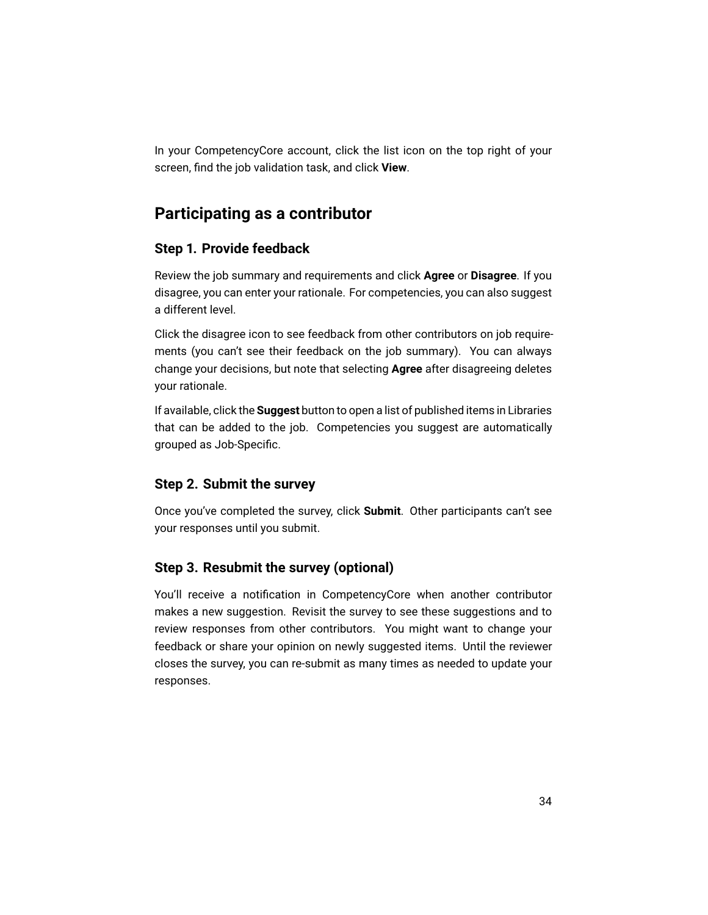In your CompetencyCore account, click the list icon on the top right of your screen, find the job validation task, and click **View**.

## Participating as a contributor

### Step 1. Provide feedback

Review the job summary and requirements and click **Agree** or **Disagree**. If you disagree, you can enter your rationale. For competencies, you can also suggest a different level.

Click the disagree icon to see feedback from other contributors on job requirements (you can't see their feedback on the job summary). You can always change your decisions, but note that selecting **Agree** after disagreeing deletes your rationale.

If available, click the **Suggest** button to open a list of published items in Libraries that can be added to the job. Competencies you suggest are automatically grouped as Job-Specific.

### Step 2. Submit the survey

Once you've completed the survey, click **Submit**. Other participants can't see your responses until you submit.

### Step 3. Resubmit the survey (optional)

You'll receive a notification in CompetencyCore when another contributor makes a new suggestion. Revisit the survey to see these suggestions and to review responses from other contributors. You might want to change your feedback or share your opinion on newly suggested items. Until the reviewer closes the survey, you can re-submit as many times as needed to update your responses.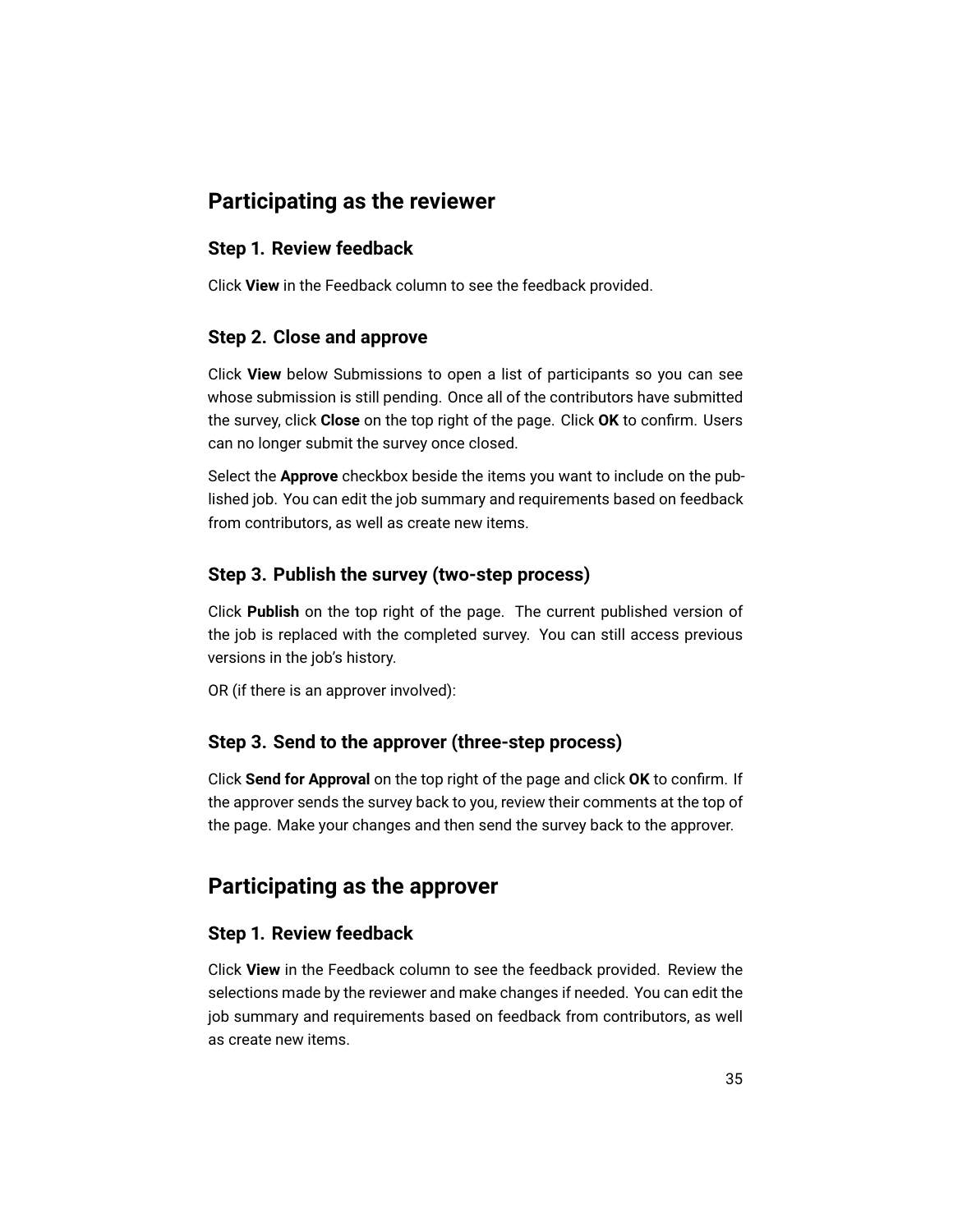## Participating as the reviewer

### Step 1. Review feedback

Click **View** in the Feedback column to see the feedback provided.

### Step 2. Close and approve

Click **View** below Submissions to open a list of participants so you can see whose submission is still pending. Once all of the contributors have submitted the survey, click **Close** on the top right of the page. Click **OK** to confirm. Users can no longer submit the survey once closed.

Select the **Approve** checkbox beside the items you want to include on the published job. You can edit the job summary and requirements based on feedback from contributors, as well as create new items.

### Step 3. Publish the survey (two-step process)

Click **Publish** on the top right of the page. The current published version of the job is replaced with the completed survey. You can still access previous versions in the job's history.

OR (if there is an approver involved):

### Step 3. Send to the approver (three-step process)

Click **Send for Approval** on the top right of the page and click **OK** to confirm. If the approver sends the survey back to you, review their comments at the top of the page. Make your changes and then send the survey back to the approver.

## Participating as the approver

### Step 1. Review feedback

Click **View** in the Feedback column to see the feedback provided. Review the selections made by the reviewer and make changes if needed. You can edit the job summary and requirements based on feedback from contributors, as well as create new items.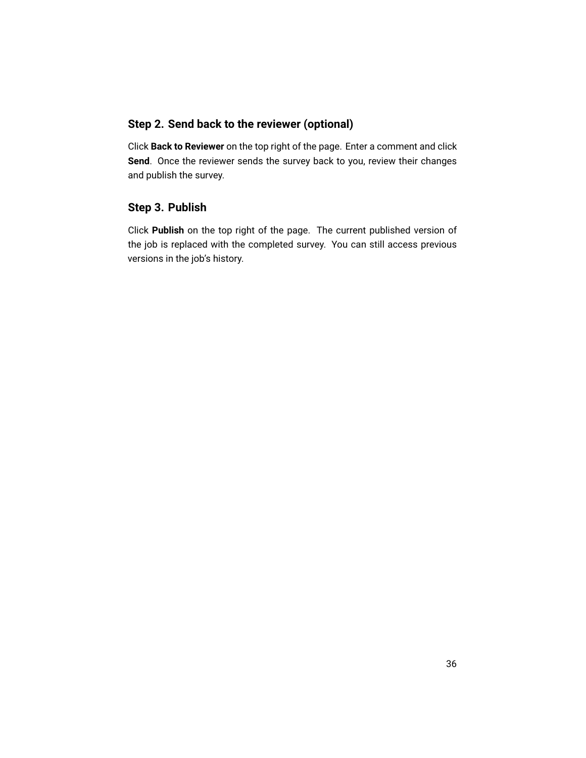### Step 2. Send back to the reviewer (optional)

Click **Back to Reviewer** on the top right of the page. Enter a comment and click **Send**. Once the reviewer sends the survey back to you, review their changes and publish the survey.

### Step 3. Publish

Click **Publish** on the top right of the page. The current published version of the job is replaced with the completed survey. You can still access previous versions in the job's history.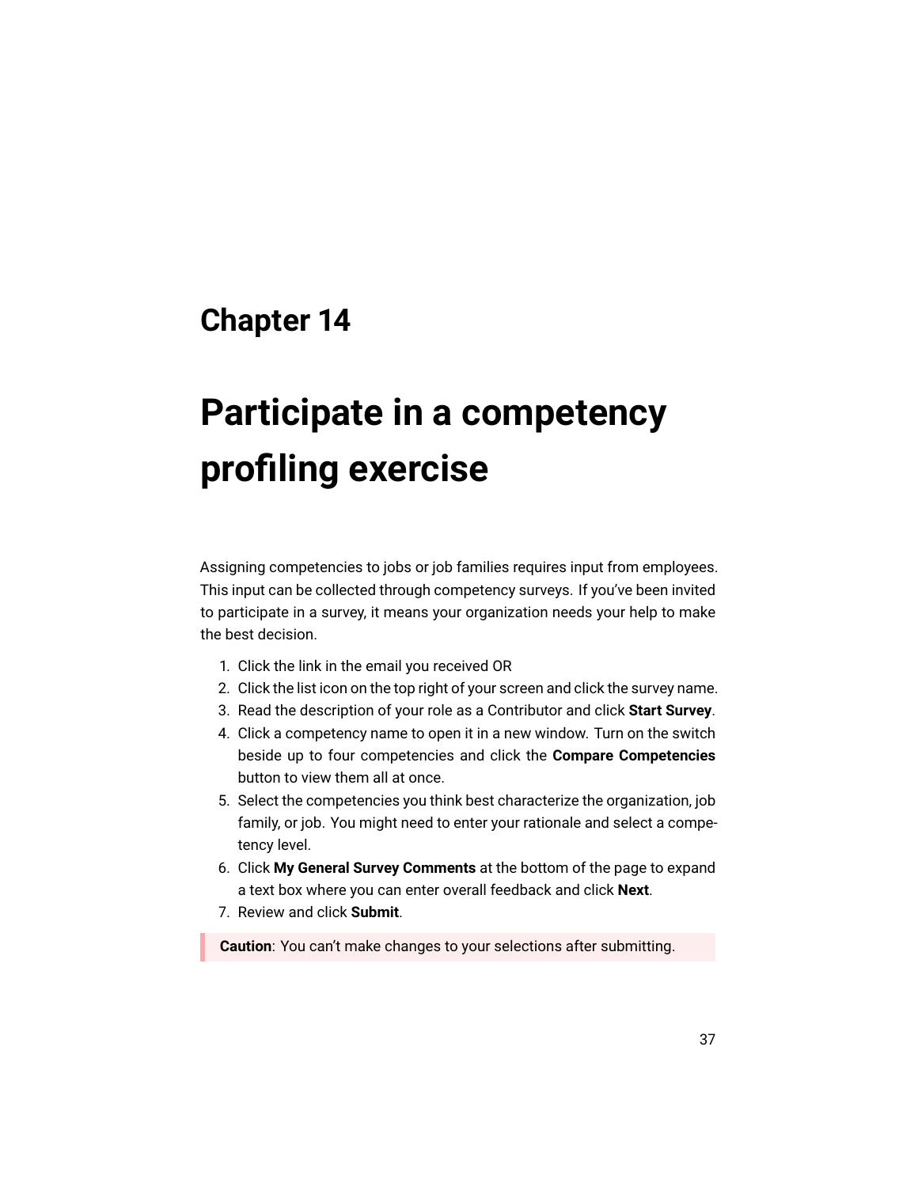# Chapter 14

# Participate in a competency profiling exercise

Assigning competencies to jobs or job families requires input from employees. This input can be collected through competency surveys. If you've been invited to participate in a survey, it means your organization needs your help to make the best decision.

1. Click the link in the email you received OR
2. Click the list icon on the top right of your screen and click the survey name.
3. Read the description of your role as a Contributor and click **Start Survey**.
4. Click a competency name to open it in a new window. Turn on the switch beside up to four competencies and click the **Compare Competencies** button to view them all at once.
5. Select the competencies you think best characterize the organization, job family, or job. You might need to enter your rationale and select a competency level.
6. Click **My General Survey Comments** at the bottom of the page to expand a text box where you can enter overall feedback and click **Next**.
7. Review and click **Submit**.

> **Caution**: You can't make changes to your selections after submitting.